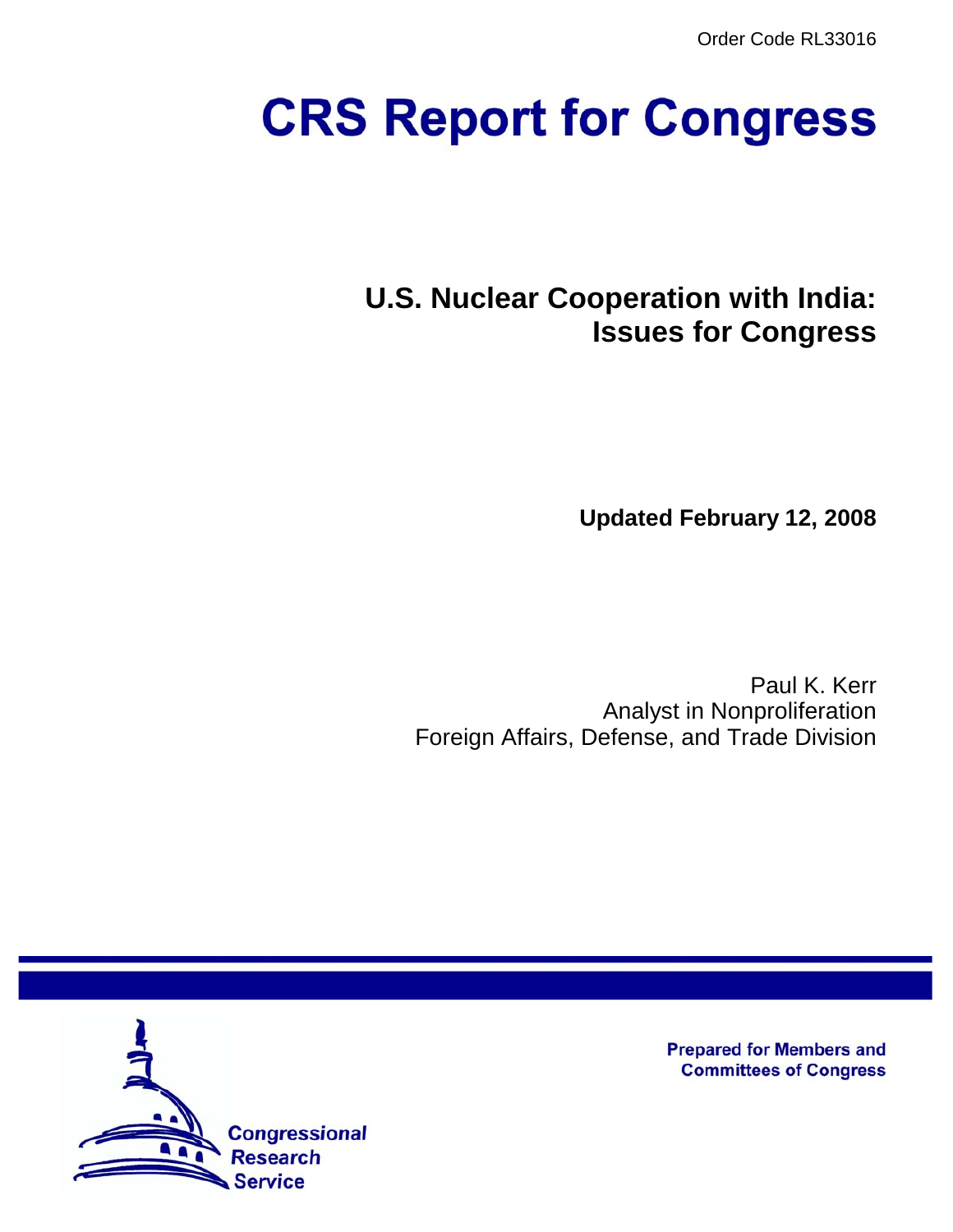Order Code RL33016

# CRS Report for Congress

## U.S. Nuclear Cooperation with India: Issues for Congress

**Updated February 12, 2008**

Paul K. Kerr
Analyst in Nonproliferation
Foreign Affairs, Defense, and Trade Division

Prepared for Members and Committees of Congress

Congressional Research Service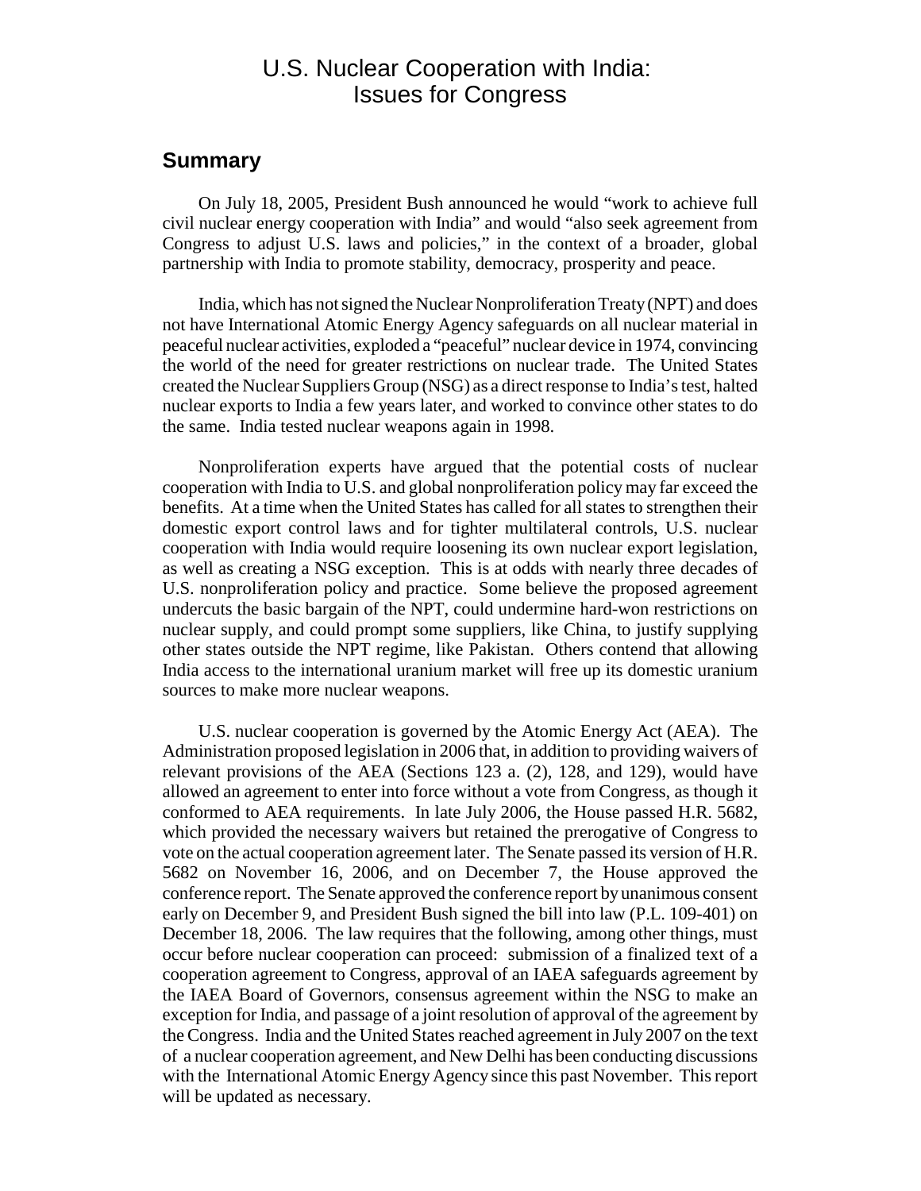# U.S. Nuclear Cooperation with India: Issues for Congress

## Summary

On July 18, 2005, President Bush announced he would "work to achieve full civil nuclear energy cooperation with India" and would "also seek agreement from Congress to adjust U.S. laws and policies," in the context of a broader, global partnership with India to promote stability, democracy, prosperity and peace.

India, which has not signed the Nuclear Nonproliferation Treaty (NPT) and does not have International Atomic Energy Agency safeguards on all nuclear material in peaceful nuclear activities, exploded a "peaceful" nuclear device in 1974, convincing the world of the need for greater restrictions on nuclear trade. The United States created the Nuclear Suppliers Group (NSG) as a direct response to India's test, halted nuclear exports to India a few years later, and worked to convince other states to do the same. India tested nuclear weapons again in 1998.

Nonproliferation experts have argued that the potential costs of nuclear cooperation with India to U.S. and global nonproliferation policy may far exceed the benefits. At a time when the United States has called for all states to strengthen their domestic export control laws and for tighter multilateral controls, U.S. nuclear cooperation with India would require loosening its own nuclear export legislation, as well as creating a NSG exception. This is at odds with nearly three decades of U.S. nonproliferation policy and practice. Some believe the proposed agreement undercuts the basic bargain of the NPT, could undermine hard-won restrictions on nuclear supply, and could prompt some suppliers, like China, to justify supplying other states outside the NPT regime, like Pakistan. Others contend that allowing India access to the international uranium market will free up its domestic uranium sources to make more nuclear weapons.

U.S. nuclear cooperation is governed by the Atomic Energy Act (AEA). The Administration proposed legislation in 2006 that, in addition to providing waivers of relevant provisions of the AEA (Sections 123 a. (2), 128, and 129), would have allowed an agreement to enter into force without a vote from Congress, as though it conformed to AEA requirements. In late July 2006, the House passed H.R. 5682, which provided the necessary waivers but retained the prerogative of Congress to vote on the actual cooperation agreement later. The Senate passed its version of H.R. 5682 on November 16, 2006, and on December 7, the House approved the conference report. The Senate approved the conference report by unanimous consent early on December 9, and President Bush signed the bill into law (P.L. 109-401) on December 18, 2006. The law requires that the following, among other things, must occur before nuclear cooperation can proceed: submission of a finalized text of a cooperation agreement to Congress, approval of an IAEA safeguards agreement by the IAEA Board of Governors, consensus agreement within the NSG to make an exception for India, and passage of a joint resolution of approval of the agreement by the Congress. India and the United States reached agreement in July 2007 on the text of a nuclear cooperation agreement, and New Delhi has been conducting discussions with the International Atomic Energy Agency since this past November. This report will be updated as necessary.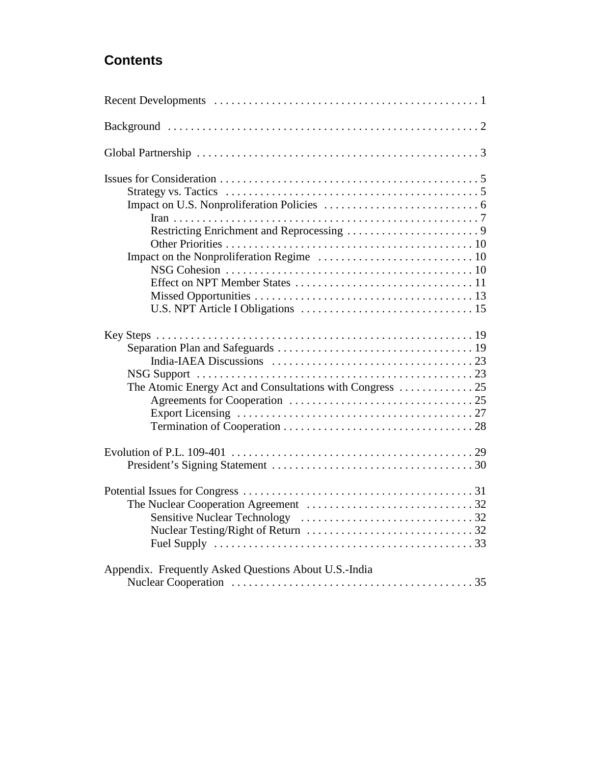## Contents

Recent Developments . . . . . . . . . . . . . . . . . . . . . . . . . . . . . . . . . . . . . . . . . . . . . 1

Background . . . . . . . . . . . . . . . . . . . . . . . . . . . . . . . . . . . . . . . . . . . . . . . . . . . . 2

Global Partnership . . . . . . . . . . . . . . . . . . . . . . . . . . . . . . . . . . . . . . . . . . . . . . . . 3

Issues for Consideration . . . . . . . . . . . . . . . . . . . . . . . . . . . . . . . . . . . . . . . . . . . . 5
- Strategy vs. Tactics . . . . . . . . . . . . . . . . . . . . . . . . . . . . . . . . . . . . . . . . . . . 5
- Impact on U.S. Nonproliferation Policies . . . . . . . . . . . . . . . . . . . . . . . . . . . 6
  - Iran . . . . . . . . . . . . . . . . . . . . . . . . . . . . . . . . . . . . . . . . . . . . . . . . . . . . 7
  - Restricting Enrichment and Reprocessing . . . . . . . . . . . . . . . . . . . . . . . 9
  - Other Priorities . . . . . . . . . . . . . . . . . . . . . . . . . . . . . . . . . . . . . . . . . . 10
- Impact on the Nonproliferation Regime . . . . . . . . . . . . . . . . . . . . . . . . . . . 10
  - NSG Cohesion . . . . . . . . . . . . . . . . . . . . . . . . . . . . . . . . . . . . . . . . . . 10
  - Effect on NPT Member States . . . . . . . . . . . . . . . . . . . . . . . . . . . . . . . 11
  - Missed Opportunities . . . . . . . . . . . . . . . . . . . . . . . . . . . . . . . . . . . . . 13
  - U.S. NPT Article I Obligations . . . . . . . . . . . . . . . . . . . . . . . . . . . . . . 15

Key Steps . . . . . . . . . . . . . . . . . . . . . . . . . . . . . . . . . . . . . . . . . . . . . . . . . . . . . 19
- Separation Plan and Safeguards . . . . . . . . . . . . . . . . . . . . . . . . . . . . . . . . . 19
  - India-IAEA Discussions . . . . . . . . . . . . . . . . . . . . . . . . . . . . . . . . . . . 23
- NSG Support . . . . . . . . . . . . . . . . . . . . . . . . . . . . . . . . . . . . . . . . . . . . . . . 23
- The Atomic Energy Act and Consultations with Congress . . . . . . . . . . . . . 25
  - Agreements for Cooperation . . . . . . . . . . . . . . . . . . . . . . . . . . . . . . . . 25
  - Export Licensing . . . . . . . . . . . . . . . . . . . . . . . . . . . . . . . . . . . . . . . . . 27
  - Termination of Cooperation . . . . . . . . . . . . . . . . . . . . . . . . . . . . . . . . . 28

Evolution of P.L. 109-401 . . . . . . . . . . . . . . . . . . . . . . . . . . . . . . . . . . . . . . . . . 29
- President's Signing Statement . . . . . . . . . . . . . . . . . . . . . . . . . . . . . . . . . . 30

Potential Issues for Congress . . . . . . . . . . . . . . . . . . . . . . . . . . . . . . . . . . . . . . . 31
- The Nuclear Cooperation Agreement . . . . . . . . . . . . . . . . . . . . . . . . . . . . . 32
  - Sensitive Nuclear Technology . . . . . . . . . . . . . . . . . . . . . . . . . . . . . . 32
  - Nuclear Testing/Right of Return . . . . . . . . . . . . . . . . . . . . . . . . . . . . . 32
  - Fuel Supply . . . . . . . . . . . . . . . . . . . . . . . . . . . . . . . . . . . . . . . . . . . . 33

Appendix. Frequently Asked Questions About U.S.-India Nuclear Cooperation . . . . . . . . . . . . . . . . . . . . . . . . . . . . . . . . . . . . . . . . . . 35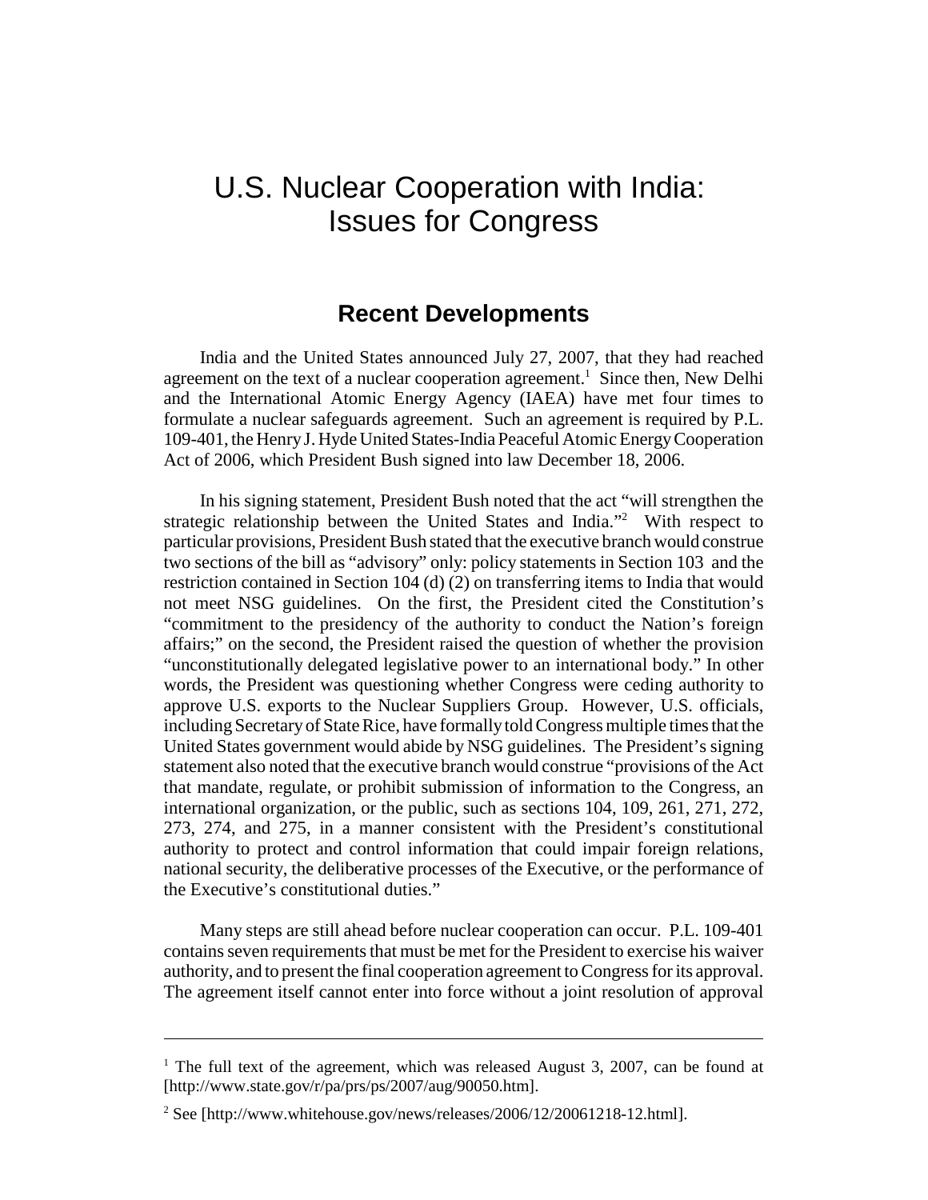# U.S. Nuclear Cooperation with India: Issues for Congress

## Recent Developments

India and the United States announced July 27, 2007, that they had reached agreement on the text of a nuclear cooperation agreement.[1] Since then, New Delhi and the International Atomic Energy Agency (IAEA) have met four times to formulate a nuclear safeguards agreement. Such an agreement is required by P.L. 109-401, the Henry J. Hyde United States-India Peaceful Atomic Energy Cooperation Act of 2006, which President Bush signed into law December 18, 2006.

In his signing statement, President Bush noted that the act "will strengthen the strategic relationship between the United States and India."[2] With respect to particular provisions, President Bush stated that the executive branch would construe two sections of the bill as "advisory" only: policy statements in Section 103 and the restriction contained in Section 104 (d) (2) on transferring items to India that would not meet NSG guidelines. On the first, the President cited the Constitution's "commitment to the presidency of the authority to conduct the Nation's foreign affairs;" on the second, the President raised the question of whether the provision "unconstitutionally delegated legislative power to an international body." In other words, the President was questioning whether Congress were ceding authority to approve U.S. exports to the Nuclear Suppliers Group. However, U.S. officials, including Secretary of State Rice, have formally told Congress multiple times that the United States government would abide by NSG guidelines. The President's signing statement also noted that the executive branch would construe "provisions of the Act that mandate, regulate, or prohibit submission of information to the Congress, an international organization, or the public, such as sections 104, 109, 261, 271, 272, 273, 274, and 275, in a manner consistent with the President's constitutional authority to protect and control information that could impair foreign relations, national security, the deliberative processes of the Executive, or the performance of the Executive's constitutional duties."

Many steps are still ahead before nuclear cooperation can occur. P.L. 109-401 contains seven requirements that must be met for the President to exercise his waiver authority, and to present the final cooperation agreement to Congress for its approval. The agreement itself cannot enter into force without a joint resolution of approval

---

[1] The full text of the agreement, which was released August 3, 2007, can be found at [http://www.state.gov/r/pa/prs/ps/2007/aug/90050.htm].

[2] See [http://www.whitehouse.gov/news/releases/2006/12/20061218-12.html].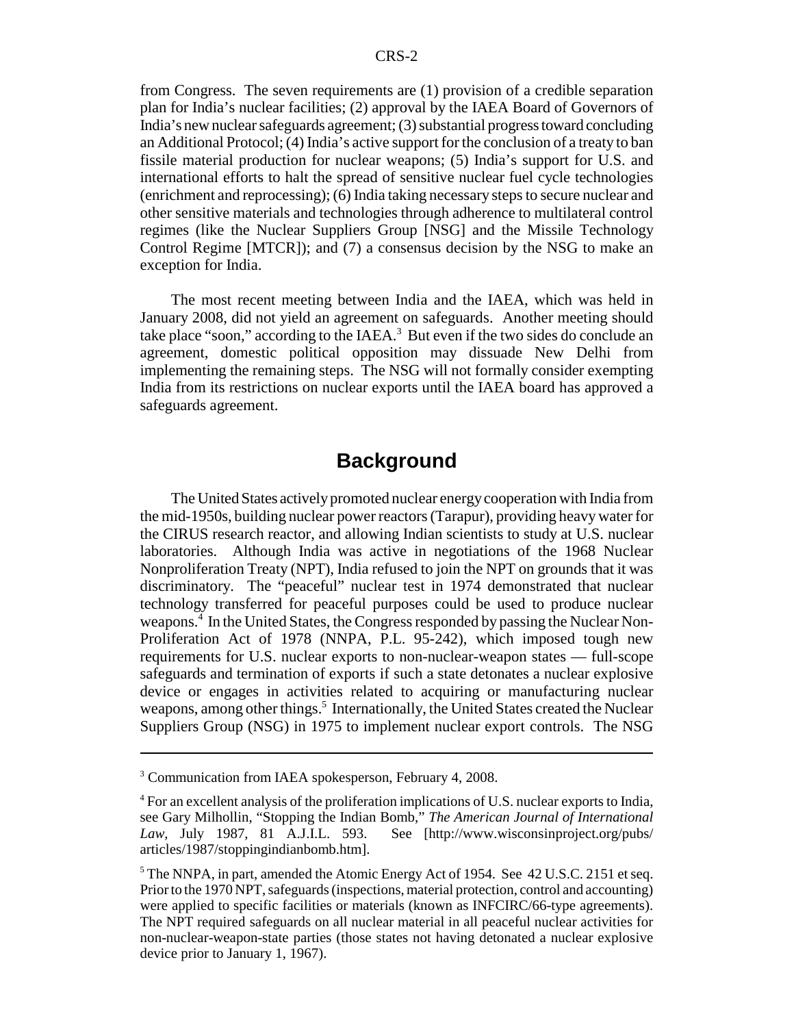from Congress. The seven requirements are (1) provision of a credible separation plan for India's nuclear facilities; (2) approval by the IAEA Board of Governors of India's new nuclear safeguards agreement; (3) substantial progress toward concluding an Additional Protocol; (4) India's active support for the conclusion of a treaty to ban fissile material production for nuclear weapons; (5) India's support for U.S. and international efforts to halt the spread of sensitive nuclear fuel cycle technologies (enrichment and reprocessing); (6) India taking necessary steps to secure nuclear and other sensitive materials and technologies through adherence to multilateral control regimes (like the Nuclear Suppliers Group [NSG] and the Missile Technology Control Regime [MTCR]); and (7) a consensus decision by the NSG to make an exception for India.

The most recent meeting between India and the IAEA, which was held in January 2008, did not yield an agreement on safeguards. Another meeting should take place "soon," according to the IAEA.[3] But even if the two sides do conclude an agreement, domestic political opposition may dissuade New Delhi from implementing the remaining steps. The NSG will not formally consider exempting India from its restrictions on nuclear exports until the IAEA board has approved a safeguards agreement.

## Background

The United States actively promoted nuclear energy cooperation with India from the mid-1950s, building nuclear power reactors (Tarapur), providing heavy water for the CIRUS research reactor, and allowing Indian scientists to study at U.S. nuclear laboratories. Although India was active in negotiations of the 1968 Nuclear Nonproliferation Treaty (NPT), India refused to join the NPT on grounds that it was discriminatory. The "peaceful" nuclear test in 1974 demonstrated that nuclear technology transferred for peaceful purposes could be used to produce nuclear weapons.[4] In the United States, the Congress responded by passing the Nuclear Non-Proliferation Act of 1978 (NNPA, P.L. 95-242), which imposed tough new requirements for U.S. nuclear exports to non-nuclear-weapon states — full-scope safeguards and termination of exports if such a state detonates a nuclear explosive device or engages in activities related to acquiring or manufacturing nuclear weapons, among other things.[5] Internationally, the United States created the Nuclear Suppliers Group (NSG) in 1975 to implement nuclear export controls. The NSG

---

[3] Communication from IAEA spokesperson, February 4, 2008.

[4] For an excellent analysis of the proliferation implications of U.S. nuclear exports to India, see Gary Milhollin, "Stopping the Indian Bomb," *The American Journal of International Law*, July 1987, 81 A.J.I.L. 593. See [http://www.wisconsinproject.org/pubs/articles/1987/stoppingindianbomb.htm].

[5] The NNPA, in part, amended the Atomic Energy Act of 1954. See 42 U.S.C. 2151 et seq. Prior to the 1970 NPT, safeguards (inspections, material protection, control and accounting) were applied to specific facilities or materials (known as INFCIRC/66-type agreements). The NPT required safeguards on all nuclear material in all peaceful nuclear activities for non-nuclear-weapon-state parties (those states not having detonated a nuclear explosive device prior to January 1, 1967).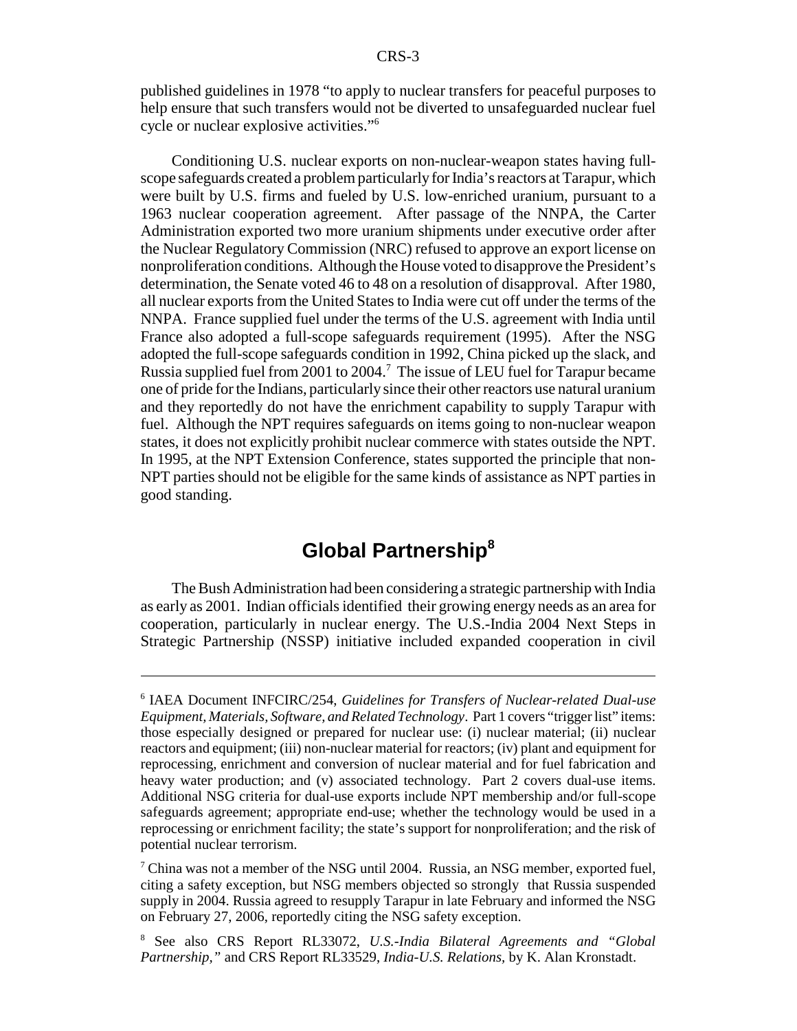published guidelines in 1978 "to apply to nuclear transfers for peaceful purposes to help ensure that such transfers would not be diverted to unsafeguarded nuclear fuel cycle or nuclear explosive activities."[6]

Conditioning U.S. nuclear exports on non-nuclear-weapon states having full-scope safeguards created a problem particularly for India's reactors at Tarapur, which were built by U.S. firms and fueled by U.S. low-enriched uranium, pursuant to a 1963 nuclear cooperation agreement. After passage of the NNPA, the Carter Administration exported two more uranium shipments under executive order after the Nuclear Regulatory Commission (NRC) refused to approve an export license on nonproliferation conditions. Although the House voted to disapprove the President's determination, the Senate voted 46 to 48 on a resolution of disapproval. After 1980, all nuclear exports from the United States to India were cut off under the terms of the NNPA. France supplied fuel under the terms of the U.S. agreement with India until France also adopted a full-scope safeguards requirement (1995). After the NSG adopted the full-scope safeguards condition in 1992, China picked up the slack, and Russia supplied fuel from 2001 to 2004.[7] The issue of LEU fuel for Tarapur became one of pride for the Indians, particularly since their other reactors use natural uranium and they reportedly do not have the enrichment capability to supply Tarapur with fuel. Although the NPT requires safeguards on items going to non-nuclear weapon states, it does not explicitly prohibit nuclear commerce with states outside the NPT. In 1995, at the NPT Extension Conference, states supported the principle that non-NPT parties should not be eligible for the same kinds of assistance as NPT parties in good standing.

## Global Partnership[8]

The Bush Administration had been considering a strategic partnership with India as early as 2001. Indian officials identified their growing energy needs as an area for cooperation, particularly in nuclear energy. The U.S.-India 2004 Next Steps in Strategic Partnership (NSSP) initiative included expanded cooperation in civil

---

[6] IAEA Document INFCIRC/254, *Guidelines for Transfers of Nuclear-related Dual-use Equipment, Materials, Software, and Related Technology*. Part 1 covers "trigger list" items: those especially designed or prepared for nuclear use: (i) nuclear material; (ii) nuclear reactors and equipment; (iii) non-nuclear material for reactors; (iv) plant and equipment for reprocessing, enrichment and conversion of nuclear material and for fuel fabrication and heavy water production; and (v) associated technology. Part 2 covers dual-use items. Additional NSG criteria for dual-use exports include NPT membership and/or full-scope safeguards agreement; appropriate end-use; whether the technology would be used in a reprocessing or enrichment facility; the state's support for nonproliferation; and the risk of potential nuclear terrorism.

[7] China was not a member of the NSG until 2004. Russia, an NSG member, exported fuel, citing a safety exception, but NSG members objected so strongly that Russia suspended supply in 2004. Russia agreed to resupply Tarapur in late February and informed the NSG on February 27, 2006, reportedly citing the NSG safety exception.

[8] See also CRS Report RL33072, *U.S.-India Bilateral Agreements and "Global Partnership,"* and CRS Report RL33529, *India-U.S. Relations*, by K. Alan Kronstadt.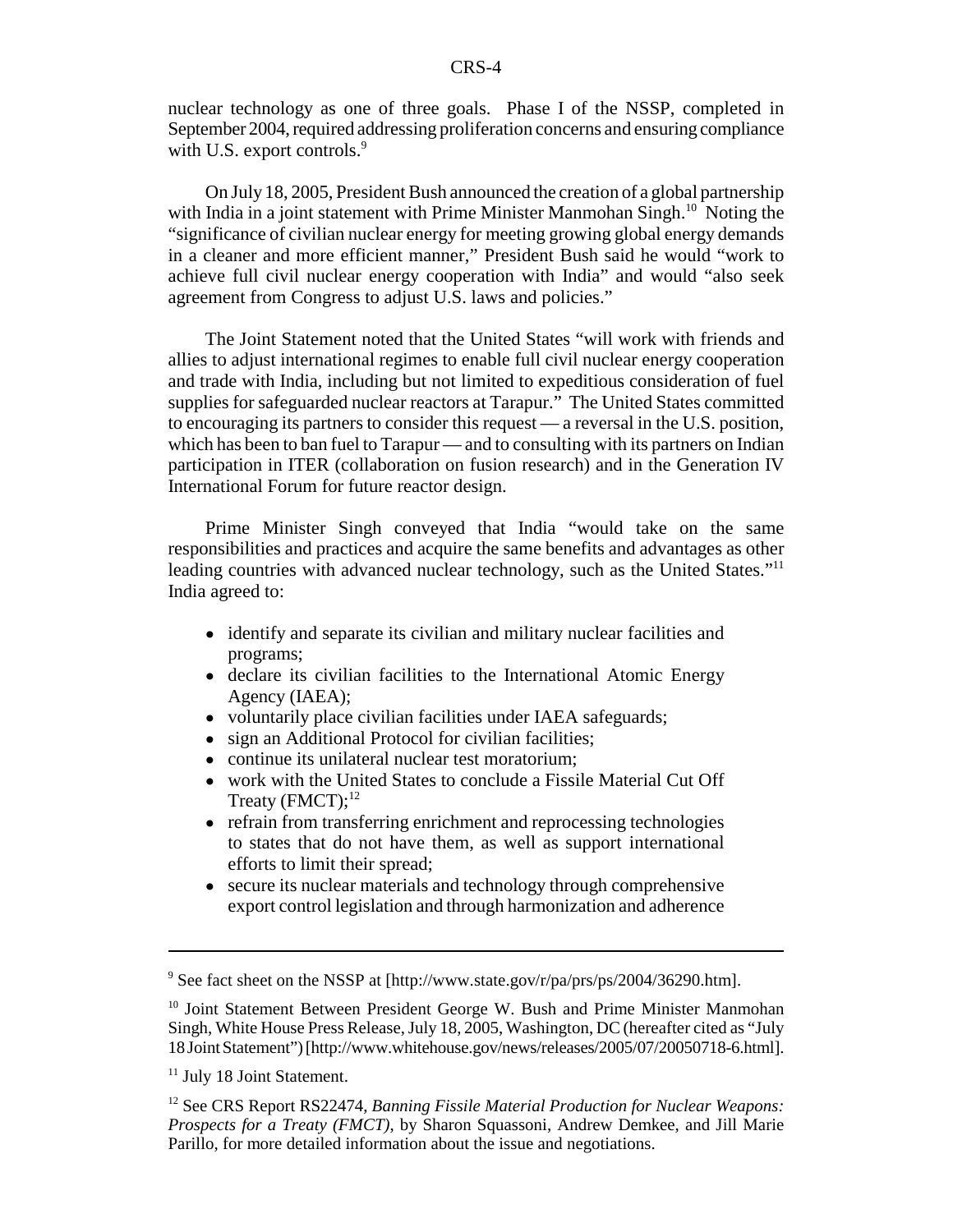nuclear technology as one of three goals. Phase I of the NSSP, completed in September 2004, required addressing proliferation concerns and ensuring compliance with U.S. export controls.[9]

On July 18, 2005, President Bush announced the creation of a global partnership with India in a joint statement with Prime Minister Manmohan Singh.[10] Noting the "significance of civilian nuclear energy for meeting growing global energy demands in a cleaner and more efficient manner," President Bush said he would "work to achieve full civil nuclear energy cooperation with India" and would "also seek agreement from Congress to adjust U.S. laws and policies."

The Joint Statement noted that the United States "will work with friends and allies to adjust international regimes to enable full civil nuclear energy cooperation and trade with India, including but not limited to expeditious consideration of fuel supplies for safeguarded nuclear reactors at Tarapur." The United States committed to encouraging its partners to consider this request — a reversal in the U.S. position, which has been to ban fuel to Tarapur — and to consulting with its partners on Indian participation in ITER (collaboration on fusion research) and in the Generation IV International Forum for future reactor design.

Prime Minister Singh conveyed that India "would take on the same responsibilities and practices and acquire the same benefits and advantages as other leading countries with advanced nuclear technology, such as the United States."[11] India agreed to:

- identify and separate its civilian and military nuclear facilities and programs;
- declare its civilian facilities to the International Atomic Energy Agency (IAEA);
- voluntarily place civilian facilities under IAEA safeguards;
- sign an Additional Protocol for civilian facilities;
- continue its unilateral nuclear test moratorium;
- work with the United States to conclude a Fissile Material Cut Off Treaty (FMCT);[12]
- refrain from transferring enrichment and reprocessing technologies to states that do not have them, as well as support international efforts to limit their spread;
- secure its nuclear materials and technology through comprehensive export control legislation and through harmonization and adherence

---

[9] See fact sheet on the NSSP at [http://www.state.gov/r/pa/prs/ps/2004/36290.htm].

[10] Joint Statement Between President George W. Bush and Prime Minister Manmohan Singh, White House Press Release, July 18, 2005, Washington, DC (hereafter cited as "July 18 Joint Statement") [http://www.whitehouse.gov/news/releases/2005/07/20050718-6.html].

[11] July 18 Joint Statement.

[12] See CRS Report RS22474, *Banning Fissile Material Production for Nuclear Weapons: Prospects for a Treaty (FMCT)*, by Sharon Squassoni, Andrew Demkee, and Jill Marie Parillo, for more detailed information about the issue and negotiations.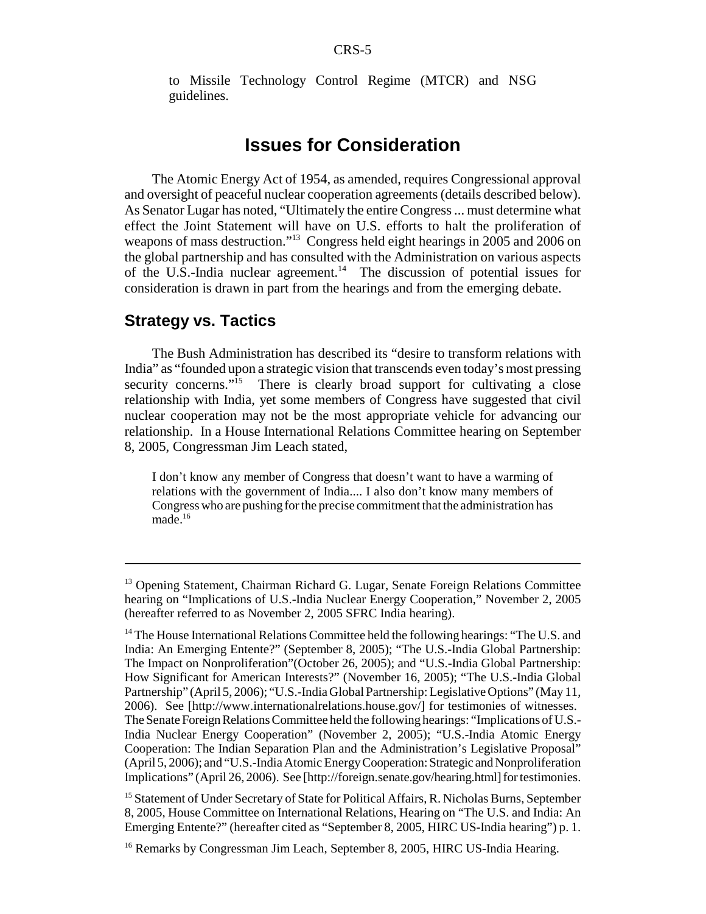to Missile Technology Control Regime (MTCR) and NSG guidelines.

# Issues for Consideration

The Atomic Energy Act of 1954, as amended, requires Congressional approval and oversight of peaceful nuclear cooperation agreements (details described below). As Senator Lugar has noted, "Ultimately the entire Congress ... must determine what effect the Joint Statement will have on U.S. efforts to halt the proliferation of weapons of mass destruction."[13] Congress held eight hearings in 2005 and 2006 on the global partnership and has consulted with the Administration on various aspects of the U.S.-India nuclear agreement.[14] The discussion of potential issues for consideration is drawn in part from the hearings and from the emerging debate.

## Strategy vs. Tactics

The Bush Administration has described its "desire to transform relations with India" as "founded upon a strategic vision that transcends even today's most pressing security concerns."[15] There is clearly broad support for cultivating a close relationship with India, yet some members of Congress have suggested that civil nuclear cooperation may not be the most appropriate vehicle for advancing our relationship. In a House International Relations Committee hearing on September 8, 2005, Congressman Jim Leach stated,

> I don't know any member of Congress that doesn't want to have a warming of relations with the government of India.... I also don't know many members of Congress who are pushing for the precise commitment that the administration has made.[16]

---

[13] Opening Statement, Chairman Richard G. Lugar, Senate Foreign Relations Committee hearing on "Implications of U.S.-India Nuclear Energy Cooperation," November 2, 2005 (hereafter referred to as November 2, 2005 SFRC India hearing).

[14] The House International Relations Committee held the following hearings: "The U.S. and India: An Emerging Entente?" (September 8, 2005); "The U.S.-India Global Partnership: The Impact on Nonproliferation"(October 26, 2005); and "U.S.-India Global Partnership: How Significant for American Interests?" (November 16, 2005); "The U.S.-India Global Partnership" (April 5, 2006); "U.S.-India Global Partnership: Legislative Options" (May 11, 2006). See [http://www.internationalrelations.house.gov/] for testimonies of witnesses. The Senate Foreign Relations Committee held the following hearings: "Implications of U.S.-India Nuclear Energy Cooperation" (November 2, 2005); "U.S.-India Atomic Energy Cooperation: The Indian Separation Plan and the Administration's Legislative Proposal" (April 5, 2006); and "U.S.-India Atomic Energy Cooperation: Strategic and Nonproliferation Implications" (April 26, 2006). See [http://foreign.senate.gov/hearing.html] for testimonies.

[15] Statement of Under Secretary of State for Political Affairs, R. Nicholas Burns, September 8, 2005, House Committee on International Relations, Hearing on "The U.S. and India: An Emerging Entente?" (hereafter cited as "September 8, 2005, HIRC US-India hearing") p. 1.

[16] Remarks by Congressman Jim Leach, September 8, 2005, HIRC US-India Hearing.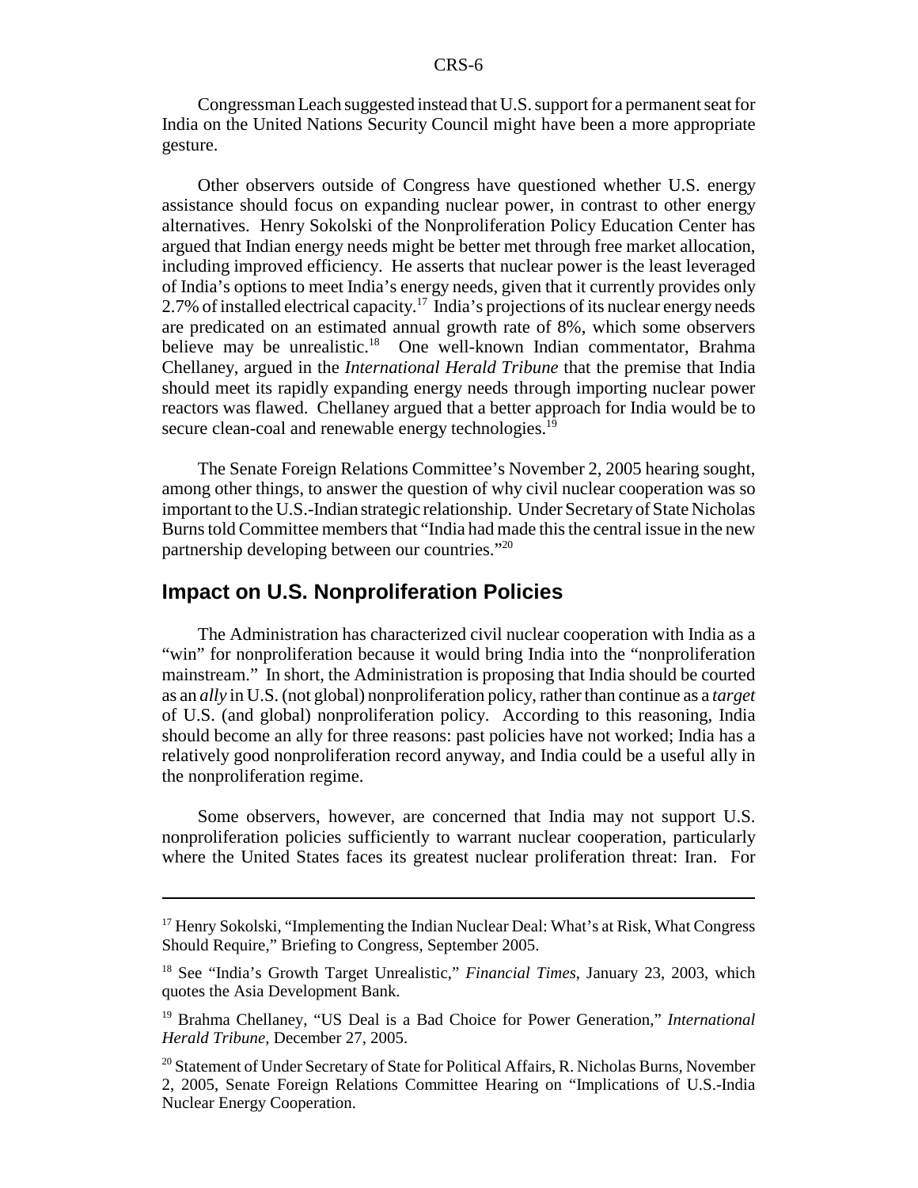Congressman Leach suggested instead that U.S. support for a permanent seat for India on the United Nations Security Council might have been a more appropriate gesture.

Other observers outside of Congress have questioned whether U.S. energy assistance should focus on expanding nuclear power, in contrast to other energy alternatives. Henry Sokolski of the Nonproliferation Policy Education Center has argued that Indian energy needs might be better met through free market allocation, including improved efficiency. He asserts that nuclear power is the least leveraged of India's options to meet India's energy needs, given that it currently provides only 2.7% of installed electrical capacity.[17] India's projections of its nuclear energy needs are predicated on an estimated annual growth rate of 8%, which some observers believe may be unrealistic.[18] One well-known Indian commentator, Brahma Chellaney, argued in the *International Herald Tribune* that the premise that India should meet its rapidly expanding energy needs through importing nuclear power reactors was flawed. Chellaney argued that a better approach for India would be to secure clean-coal and renewable energy technologies.[19]

The Senate Foreign Relations Committee's November 2, 2005 hearing sought, among other things, to answer the question of why civil nuclear cooperation was so important to the U.S.-Indian strategic relationship. Under Secretary of State Nicholas Burns told Committee members that "India had made this the central issue in the new partnership developing between our countries."[20]

## Impact on U.S. Nonproliferation Policies

The Administration has characterized civil nuclear cooperation with India as a "win" for nonproliferation because it would bring India into the "nonproliferation mainstream." In short, the Administration is proposing that India should be courted as an *ally* in U.S. (not global) nonproliferation policy, rather than continue as a *target* of U.S. (and global) nonproliferation policy. According to this reasoning, India should become an ally for three reasons: past policies have not worked; India has a relatively good nonproliferation record anyway, and India could be a useful ally in the nonproliferation regime.

Some observers, however, are concerned that India may not support U.S. nonproliferation policies sufficiently to warrant nuclear cooperation, particularly where the United States faces its greatest nuclear proliferation threat: Iran. For

---

[17] Henry Sokolski, "Implementing the Indian Nuclear Deal: What's at Risk, What Congress Should Require," Briefing to Congress, September 2005.

[18] See "India's Growth Target Unrealistic," *Financial Times*, January 23, 2003, which quotes the Asia Development Bank.

[19] Brahma Chellaney, "US Deal is a Bad Choice for Power Generation," *International Herald Tribune*, December 27, 2005.

[20] Statement of Under Secretary of State for Political Affairs, R. Nicholas Burns, November 2, 2005, Senate Foreign Relations Committee Hearing on "Implications of U.S.-India Nuclear Energy Cooperation.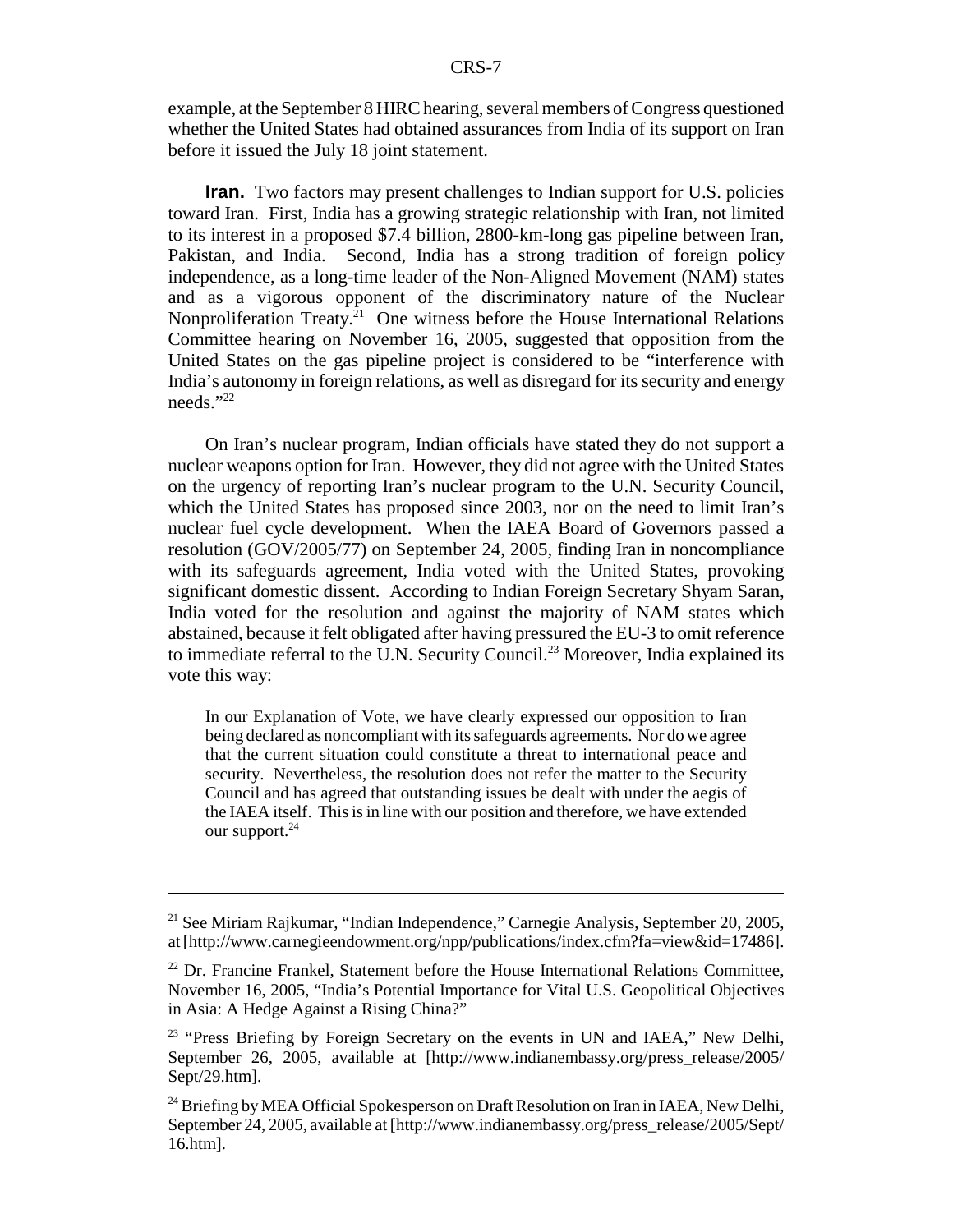example, at the September 8 HIRC hearing, several members of Congress questioned whether the United States had obtained assurances from India of its support on Iran before it issued the July 18 joint statement.

**Iran.** Two factors may present challenges to Indian support for U.S. policies toward Iran. First, India has a growing strategic relationship with Iran, not limited to its interest in a proposed $7.4 billion, 2800-km-long gas pipeline between Iran, Pakistan, and India. Second, India has a strong tradition of foreign policy independence, as a long-time leader of the Non-Aligned Movement (NAM) states and as a vigorous opponent of the discriminatory nature of the Nuclear Nonproliferation Treaty.[21] One witness before the House International Relations Committee hearing on November 16, 2005, suggested that opposition from the United States on the gas pipeline project is considered to be "interference with India's autonomy in foreign relations, as well as disregard for its security and energy needs."[22]

On Iran's nuclear program, Indian officials have stated they do not support a nuclear weapons option for Iran. However, they did not agree with the United States on the urgency of reporting Iran's nuclear program to the U.N. Security Council, which the United States has proposed since 2003, nor on the need to limit Iran's nuclear fuel cycle development. When the IAEA Board of Governors passed a resolution (GOV/2005/77) on September 24, 2005, finding Iran in noncompliance with its safeguards agreement, India voted with the United States, provoking significant domestic dissent. According to Indian Foreign Secretary Shyam Saran, India voted for the resolution and against the majority of NAM states which abstained, because it felt obligated after having pressured the EU-3 to omit reference to immediate referral to the U.N. Security Council.[23] Moreover, India explained its vote this way:

> In our Explanation of Vote, we have clearly expressed our opposition to Iran being declared as noncompliant with its safeguards agreements. Nor do we agree that the current situation could constitute a threat to international peace and security. Nevertheless, the resolution does not refer the matter to the Security Council and has agreed that outstanding issues be dealt with under the aegis of the IAEA itself. This is in line with our position and therefore, we have extended our support.[24]

---

[21] See Miriam Rajkumar, "Indian Independence," Carnegie Analysis, September 20, 2005, at [http://www.carnegieendowment.org/npp/publications/index.cfm?fa=view&id=17486].

[22] Dr. Francine Frankel, Statement before the House International Relations Committee, November 16, 2005, "India's Potential Importance for Vital U.S. Geopolitical Objectives in Asia: A Hedge Against a Rising China?"

[23] "Press Briefing by Foreign Secretary on the events in UN and IAEA," New Delhi, September 26, 2005, available at [http://www.indianembassy.org/press_release/2005/Sept/29.htm].

[24] Briefing by MEA Official Spokesperson on Draft Resolution on Iran in IAEA, New Delhi, September 24, 2005, available at [http://www.indianembassy.org/press_release/2005/Sept/16.htm].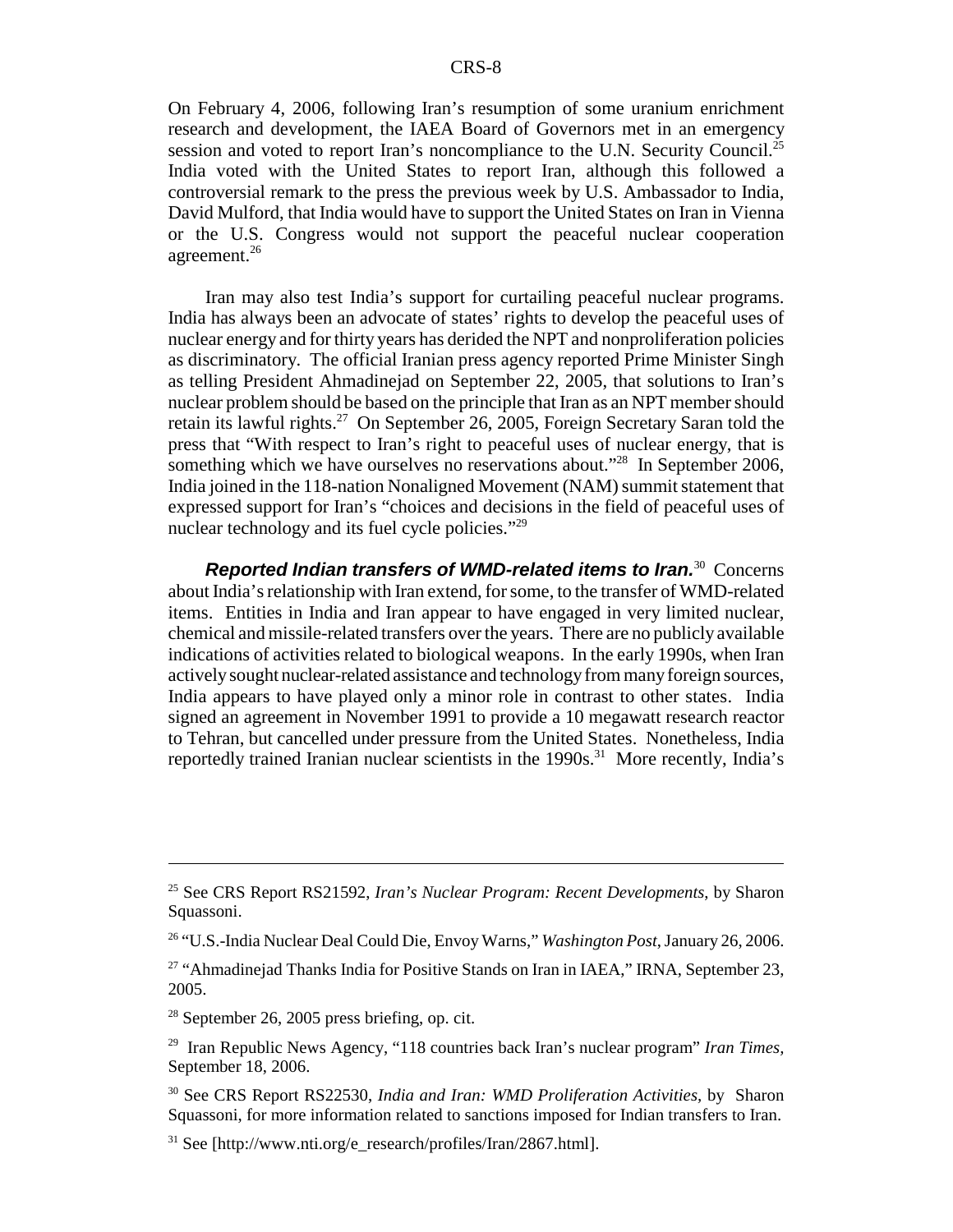On February 4, 2006, following Iran's resumption of some uranium enrichment research and development, the IAEA Board of Governors met in an emergency session and voted to report Iran's noncompliance to the U.N. Security Council.[25] India voted with the United States to report Iran, although this followed a controversial remark to the press the previous week by U.S. Ambassador to India, David Mulford, that India would have to support the United States on Iran in Vienna or the U.S. Congress would not support the peaceful nuclear cooperation agreement.[26]

Iran may also test India's support for curtailing peaceful nuclear programs. India has always been an advocate of states' rights to develop the peaceful uses of nuclear energy and for thirty years has derided the NPT and nonproliferation policies as discriminatory. The official Iranian press agency reported Prime Minister Singh as telling President Ahmadinejad on September 22, 2005, that solutions to Iran's nuclear problem should be based on the principle that Iran as an NPT member should retain its lawful rights.[27] On September 26, 2005, Foreign Secretary Saran told the press that "With respect to Iran's right to peaceful uses of nuclear energy, that is something which we have ourselves no reservations about."[28] In September 2006, India joined in the 118-nation Nonaligned Movement (NAM) summit statement that expressed support for Iran's "choices and decisions in the field of peaceful uses of nuclear technology and its fuel cycle policies."[29]

***Reported Indian transfers of WMD-related items to Iran.***[30] Concerns about India's relationship with Iran extend, for some, to the transfer of WMD-related items. Entities in India and Iran appear to have engaged in very limited nuclear, chemical and missile-related transfers over the years. There are no publicly available indications of activities related to biological weapons. In the early 1990s, when Iran actively sought nuclear-related assistance and technology from many foreign sources, India appears to have played only a minor role in contrast to other states. India signed an agreement in November 1991 to provide a 10 megawatt research reactor to Tehran, but cancelled under pressure from the United States. Nonetheless, India reportedly trained Iranian nuclear scientists in the 1990s.[31] More recently, India's

---

[25] See CRS Report RS21592, *Iran's Nuclear Program: Recent Developments*, by Sharon Squassoni.

[26] "U.S.-India Nuclear Deal Could Die, Envoy Warns," *Washington Post*, January 26, 2006.

[27] "Ahmadinejad Thanks India for Positive Stands on Iran in IAEA," IRNA, September 23, 2005.

[28] September 26, 2005 press briefing, op. cit.

[29] Iran Republic News Agency, "118 countries back Iran's nuclear program" *Iran Times*, September 18, 2006.

[30] See CRS Report RS22530, *India and Iran: WMD Proliferation Activities*, by Sharon Squassoni, for more information related to sanctions imposed for Indian transfers to Iran.

[31] See [http://www.nti.org/e_research/profiles/Iran/2867.html].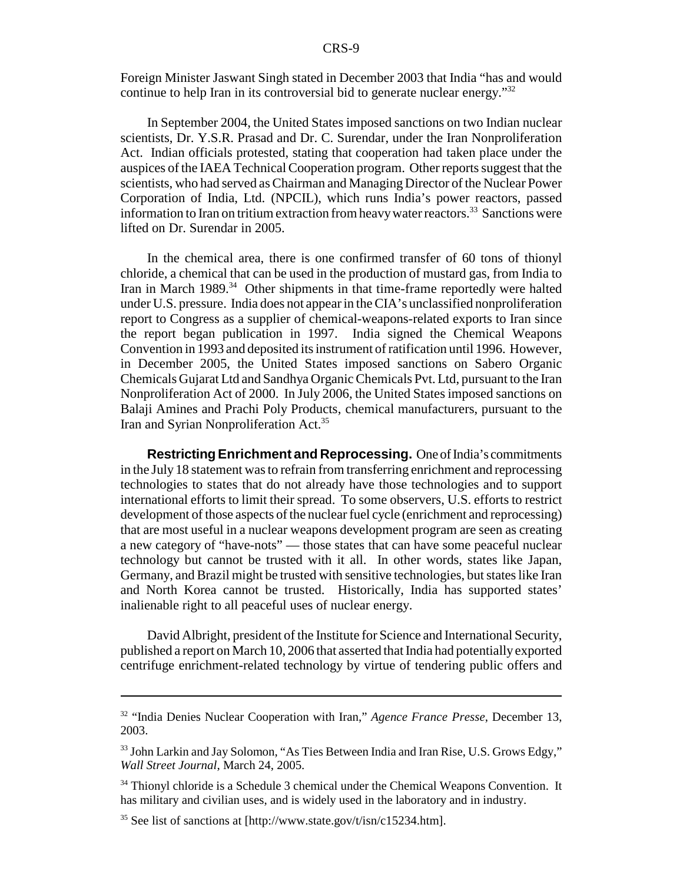Foreign Minister Jaswant Singh stated in December 2003 that India "has and would continue to help Iran in its controversial bid to generate nuclear energy."[32]

In September 2004, the United States imposed sanctions on two Indian nuclear scientists, Dr. Y.S.R. Prasad and Dr. C. Surendar, under the Iran Nonproliferation Act. Indian officials protested, stating that cooperation had taken place under the auspices of the IAEA Technical Cooperation program. Other reports suggest that the scientists, who had served as Chairman and Managing Director of the Nuclear Power Corporation of India, Ltd. (NPCIL), which runs India's power reactors, passed information to Iran on tritium extraction from heavy water reactors.[33] Sanctions were lifted on Dr. Surendar in 2005.

In the chemical area, there is one confirmed transfer of 60 tons of thionyl chloride, a chemical that can be used in the production of mustard gas, from India to Iran in March 1989.[34] Other shipments in that time-frame reportedly were halted under U.S. pressure. India does not appear in the CIA's unclassified nonproliferation report to Congress as a supplier of chemical-weapons-related exports to Iran since the report began publication in 1997. India signed the Chemical Weapons Convention in 1993 and deposited its instrument of ratification until 1996. However, in December 2005, the United States imposed sanctions on Sabero Organic Chemicals Gujarat Ltd and Sandhya Organic Chemicals Pvt. Ltd, pursuant to the Iran Nonproliferation Act of 2000. In July 2006, the United States imposed sanctions on Balaji Amines and Prachi Poly Products, chemical manufacturers, pursuant to the Iran and Syrian Nonproliferation Act.[35]

**Restricting Enrichment and Reprocessing.** One of India's commitments in the July 18 statement was to refrain from transferring enrichment and reprocessing technologies to states that do not already have those technologies and to support international efforts to limit their spread. To some observers, U.S. efforts to restrict development of those aspects of the nuclear fuel cycle (enrichment and reprocessing) that are most useful in a nuclear weapons development program are seen as creating a new category of "have-nots" — those states that can have some peaceful nuclear technology but cannot be trusted with it all. In other words, states like Japan, Germany, and Brazil might be trusted with sensitive technologies, but states like Iran and North Korea cannot be trusted. Historically, India has supported states' inalienable right to all peaceful uses of nuclear energy.

David Albright, president of the Institute for Science and International Security, published a report on March 10, 2006 that asserted that India had potentially exported centrifuge enrichment-related technology by virtue of tendering public offers and

---

[32] "India Denies Nuclear Cooperation with Iran," *Agence France Presse*, December 13, 2003.

[33] John Larkin and Jay Solomon, "As Ties Between India and Iran Rise, U.S. Grows Edgy," *Wall Street Journal*, March 24, 2005.

[34] Thionyl chloride is a Schedule 3 chemical under the Chemical Weapons Convention. It has military and civilian uses, and is widely used in the laboratory and in industry.

[35] See list of sanctions at [http://www.state.gov/t/isn/c15234.htm].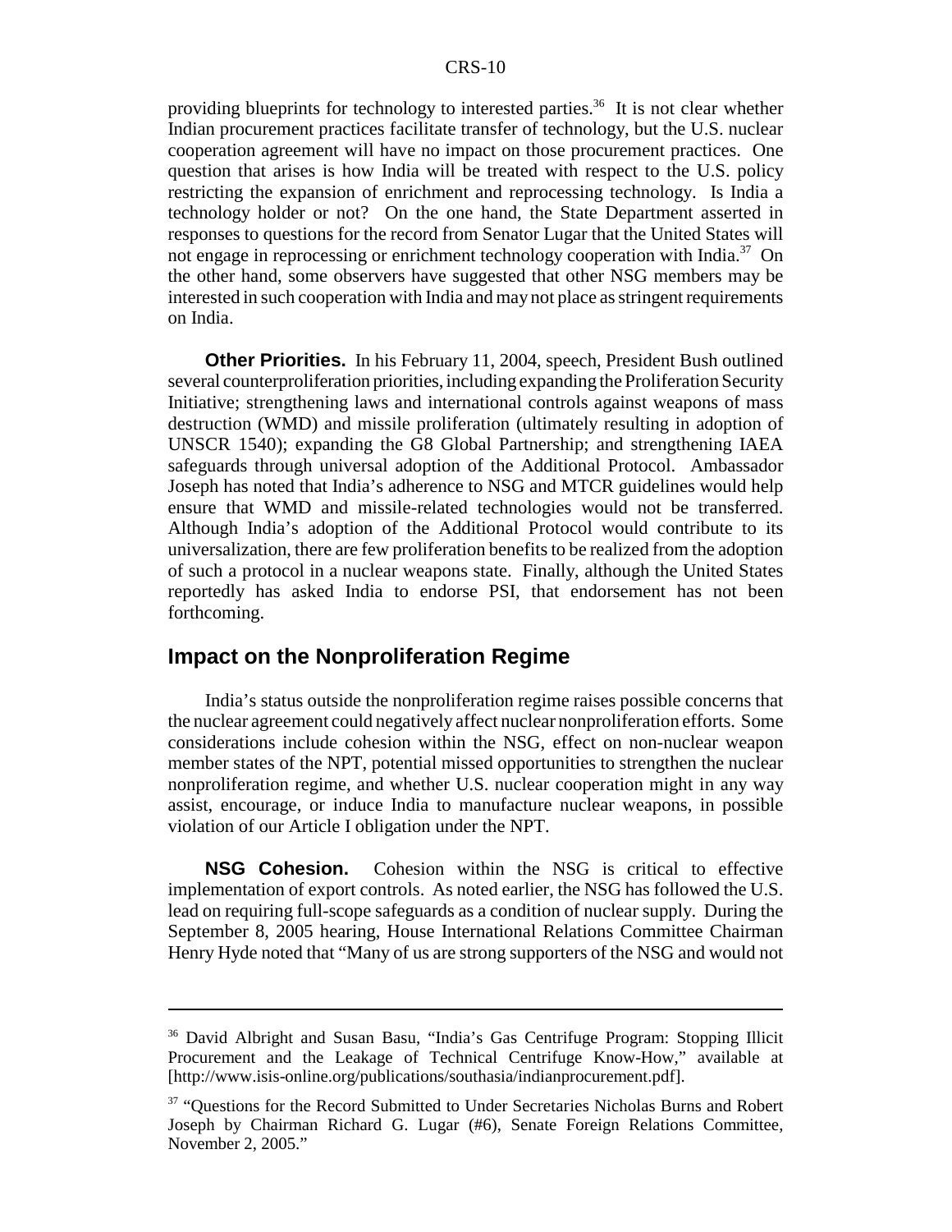providing blueprints for technology to interested parties.[36] It is not clear whether Indian procurement practices facilitate transfer of technology, but the U.S. nuclear cooperation agreement will have no impact on those procurement practices. One question that arises is how India will be treated with respect to the U.S. policy restricting the expansion of enrichment and reprocessing technology. Is India a technology holder or not? On the one hand, the State Department asserted in responses to questions for the record from Senator Lugar that the United States will not engage in reprocessing or enrichment technology cooperation with India.[37] On the other hand, some observers have suggested that other NSG members may be interested in such cooperation with India and may not place as stringent requirements on India.

**Other Priorities.** In his February 11, 2004, speech, President Bush outlined several counterproliferation priorities, including expanding the Proliferation Security Initiative; strengthening laws and international controls against weapons of mass destruction (WMD) and missile proliferation (ultimately resulting in adoption of UNSCR 1540); expanding the G8 Global Partnership; and strengthening IAEA safeguards through universal adoption of the Additional Protocol. Ambassador Joseph has noted that India's adherence to NSG and MTCR guidelines would help ensure that WMD and missile-related technologies would not be transferred. Although India's adoption of the Additional Protocol would contribute to its universalization, there are few proliferation benefits to be realized from the adoption of such a protocol in a nuclear weapons state. Finally, although the United States reportedly has asked India to endorse PSI, that endorsement has not been forthcoming.

## Impact on the Nonproliferation Regime

India's status outside the nonproliferation regime raises possible concerns that the nuclear agreement could negatively affect nuclear nonproliferation efforts. Some considerations include cohesion within the NSG, effect on non-nuclear weapon member states of the NPT, potential missed opportunities to strengthen the nuclear nonproliferation regime, and whether U.S. nuclear cooperation might in any way assist, encourage, or induce India to manufacture nuclear weapons, in possible violation of our Article I obligation under the NPT.

**NSG Cohesion.** Cohesion within the NSG is critical to effective implementation of export controls. As noted earlier, the NSG has followed the U.S. lead on requiring full-scope safeguards as a condition of nuclear supply. During the September 8, 2005 hearing, House International Relations Committee Chairman Henry Hyde noted that "Many of us are strong supporters of the NSG and would not

---

[36] David Albright and Susan Basu, "India's Gas Centrifuge Program: Stopping Illicit Procurement and the Leakage of Technical Centrifuge Know-How," available at [http://www.isis-online.org/publications/southasia/indianprocurement.pdf].

[37] "Questions for the Record Submitted to Under Secretaries Nicholas Burns and Robert Joseph by Chairman Richard G. Lugar (#6), Senate Foreign Relations Committee, November 2, 2005."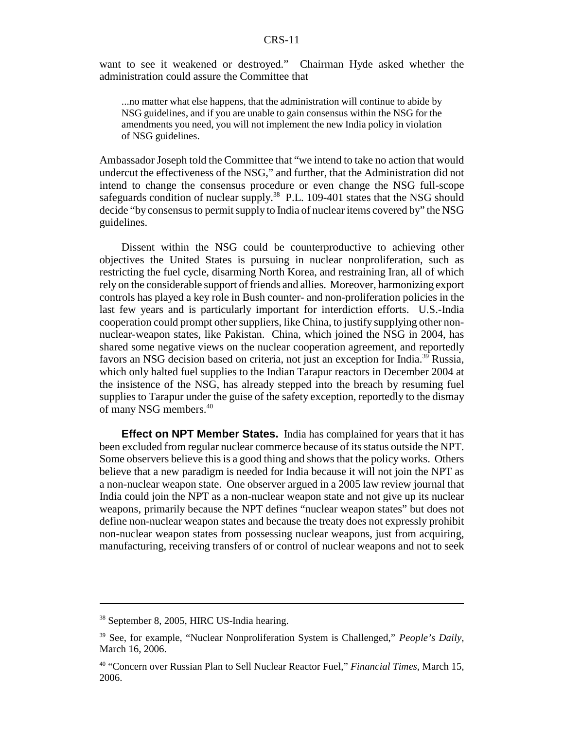want to see it weakened or destroyed." Chairman Hyde asked whether the administration could assure the Committee that

> ...no matter what else happens, that the administration will continue to abide by NSG guidelines, and if you are unable to gain consensus within the NSG for the amendments you need, you will not implement the new India policy in violation of NSG guidelines.

Ambassador Joseph told the Committee that "we intend to take no action that would undercut the effectiveness of the NSG," and further, that the Administration did not intend to change the consensus procedure or even change the NSG full-scope safeguards condition of nuclear supply.[38] P.L. 109-401 states that the NSG should decide "by consensus to permit supply to India of nuclear items covered by" the NSG guidelines.

Dissent within the NSG could be counterproductive to achieving other objectives the United States is pursuing in nuclear nonproliferation, such as restricting the fuel cycle, disarming North Korea, and restraining Iran, all of which rely on the considerable support of friends and allies. Moreover, harmonizing export controls has played a key role in Bush counter- and non-proliferation policies in the last few years and is particularly important for interdiction efforts. U.S.-India cooperation could prompt other suppliers, like China, to justify supplying other non-nuclear-weapon states, like Pakistan. China, which joined the NSG in 2004, has shared some negative views on the nuclear cooperation agreement, and reportedly favors an NSG decision based on criteria, not just an exception for India.[39] Russia, which only halted fuel supplies to the Indian Tarapur reactors in December 2004 at the insistence of the NSG, has already stepped into the breach by resuming fuel supplies to Tarapur under the guise of the safety exception, reportedly to the dismay of many NSG members.[40]

**Effect on NPT Member States.** India has complained for years that it has been excluded from regular nuclear commerce because of its status outside the NPT. Some observers believe this is a good thing and shows that the policy works. Others believe that a new paradigm is needed for India because it will not join the NPT as a non-nuclear weapon state. One observer argued in a 2005 law review journal that India could join the NPT as a non-nuclear weapon state and not give up its nuclear weapons, primarily because the NPT defines "nuclear weapon states" but does not define non-nuclear weapon states and because the treaty does not expressly prohibit non-nuclear weapon states from possessing nuclear weapons, just from acquiring, manufacturing, receiving transfers of or control of nuclear weapons and not to seek

---

[38] September 8, 2005, HIRC US-India hearing.

[39] See, for example, "Nuclear Nonproliferation System is Challenged," *People's Daily*, March 16, 2006.

[40] "Concern over Russian Plan to Sell Nuclear Reactor Fuel," *Financial Times*, March 15, 2006.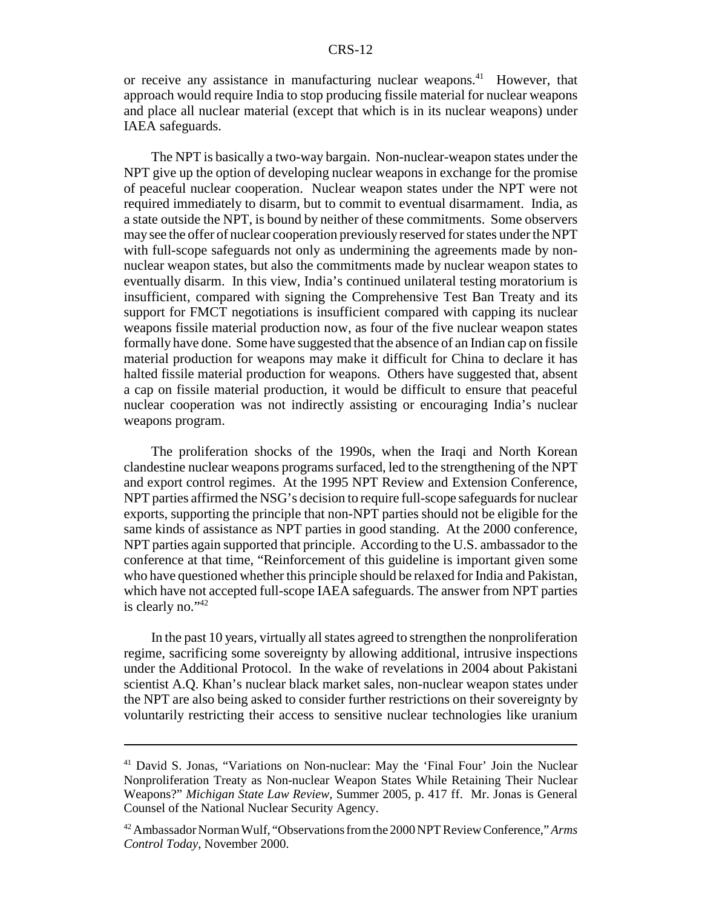or receive any assistance in manufacturing nuclear weapons.[41] However, that approach would require India to stop producing fissile material for nuclear weapons and place all nuclear material (except that which is in its nuclear weapons) under IAEA safeguards.

The NPT is basically a two-way bargain. Non-nuclear-weapon states under the NPT give up the option of developing nuclear weapons in exchange for the promise of peaceful nuclear cooperation. Nuclear weapon states under the NPT were not required immediately to disarm, but to commit to eventual disarmament. India, as a state outside the NPT, is bound by neither of these commitments. Some observers may see the offer of nuclear cooperation previously reserved for states under the NPT with full-scope safeguards not only as undermining the agreements made by non-nuclear weapon states, but also the commitments made by nuclear weapon states to eventually disarm. In this view, India's continued unilateral testing moratorium is insufficient, compared with signing the Comprehensive Test Ban Treaty and its support for FMCT negotiations is insufficient compared with capping its nuclear weapons fissile material production now, as four of the five nuclear weapon states formally have done. Some have suggested that the absence of an Indian cap on fissile material production for weapons may make it difficult for China to declare it has halted fissile material production for weapons. Others have suggested that, absent a cap on fissile material production, it would be difficult to ensure that peaceful nuclear cooperation was not indirectly assisting or encouraging India's nuclear weapons program.

The proliferation shocks of the 1990s, when the Iraqi and North Korean clandestine nuclear weapons programs surfaced, led to the strengthening of the NPT and export control regimes. At the 1995 NPT Review and Extension Conference, NPT parties affirmed the NSG's decision to require full-scope safeguards for nuclear exports, supporting the principle that non-NPT parties should not be eligible for the same kinds of assistance as NPT parties in good standing. At the 2000 conference, NPT parties again supported that principle. According to the U.S. ambassador to the conference at that time, "Reinforcement of this guideline is important given some who have questioned whether this principle should be relaxed for India and Pakistan, which have not accepted full-scope IAEA safeguards. The answer from NPT parties is clearly no."[42]

In the past 10 years, virtually all states agreed to strengthen the nonproliferation regime, sacrificing some sovereignty by allowing additional, intrusive inspections under the Additional Protocol. In the wake of revelations in 2004 about Pakistani scientist A.Q. Khan's nuclear black market sales, non-nuclear weapon states under the NPT are also being asked to consider further restrictions on their sovereignty by voluntarily restricting their access to sensitive nuclear technologies like uranium

---

[41] David S. Jonas, "Variations on Non-nuclear: May the 'Final Four' Join the Nuclear Nonproliferation Treaty as Non-nuclear Weapon States While Retaining Their Nuclear Weapons?" *Michigan State Law Review*, Summer 2005, p. 417 ff. Mr. Jonas is General Counsel of the National Nuclear Security Agency.

[42] Ambassador Norman Wulf, "Observations from the 2000 NPT Review Conference," *Arms Control Today*, November 2000.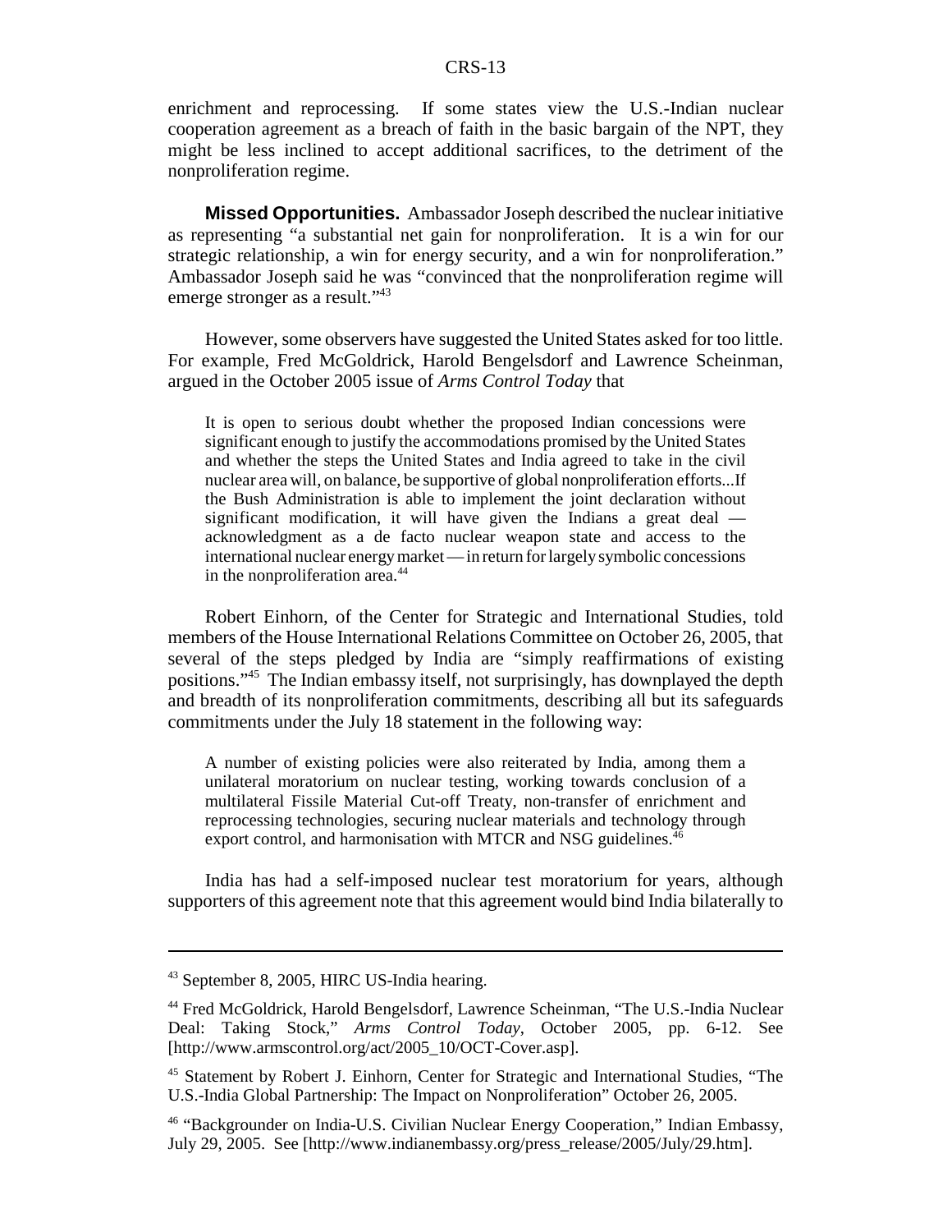enrichment and reprocessing. If some states view the U.S.-Indian nuclear cooperation agreement as a breach of faith in the basic bargain of the NPT, they might be less inclined to accept additional sacrifices, to the detriment of the nonproliferation regime.

**Missed Opportunities.** Ambassador Joseph described the nuclear initiative as representing "a substantial net gain for nonproliferation. It is a win for our strategic relationship, a win for energy security, and a win for nonproliferation." Ambassador Joseph said he was "convinced that the nonproliferation regime will emerge stronger as a result."[43]

However, some observers have suggested the United States asked for too little. For example, Fred McGoldrick, Harold Bengelsdorf and Lawrence Scheinman, argued in the October 2005 issue of *Arms Control Today* that

> It is open to serious doubt whether the proposed Indian concessions were significant enough to justify the accommodations promised by the United States and whether the steps the United States and India agreed to take in the civil nuclear area will, on balance, be supportive of global nonproliferation efforts...If the Bush Administration is able to implement the joint declaration without significant modification, it will have given the Indians a great deal — acknowledgment as a de facto nuclear weapon state and access to the international nuclear energy market — in return for largely symbolic concessions in the nonproliferation area.[44]

Robert Einhorn, of the Center for Strategic and International Studies, told members of the House International Relations Committee on October 26, 2005, that several of the steps pledged by India are "simply reaffirmations of existing positions."[45] The Indian embassy itself, not surprisingly, has downplayed the depth and breadth of its nonproliferation commitments, describing all but its safeguards commitments under the July 18 statement in the following way:

> A number of existing policies were also reiterated by India, among them a unilateral moratorium on nuclear testing, working towards conclusion of a multilateral Fissile Material Cut-off Treaty, non-transfer of enrichment and reprocessing technologies, securing nuclear materials and technology through export control, and harmonisation with MTCR and NSG guidelines.[46]

India has had a self-imposed nuclear test moratorium for years, although supporters of this agreement note that this agreement would bind India bilaterally to

---

[43] September 8, 2005, HIRC US-India hearing.

[44] Fred McGoldrick, Harold Bengelsdorf, Lawrence Scheinman, "The U.S.-India Nuclear Deal: Taking Stock," *Arms Control Today*, October 2005, pp. 6-12. See [http://www.armscontrol.org/act/2005_10/OCT-Cover.asp].

[45] Statement by Robert J. Einhorn, Center for Strategic and International Studies, "The U.S.-India Global Partnership: The Impact on Nonproliferation" October 26, 2005.

[46] "Backgrounder on India-U.S. Civilian Nuclear Energy Cooperation," Indian Embassy, July 29, 2005. See [http://www.indianembassy.org/press_release/2005/July/29.htm].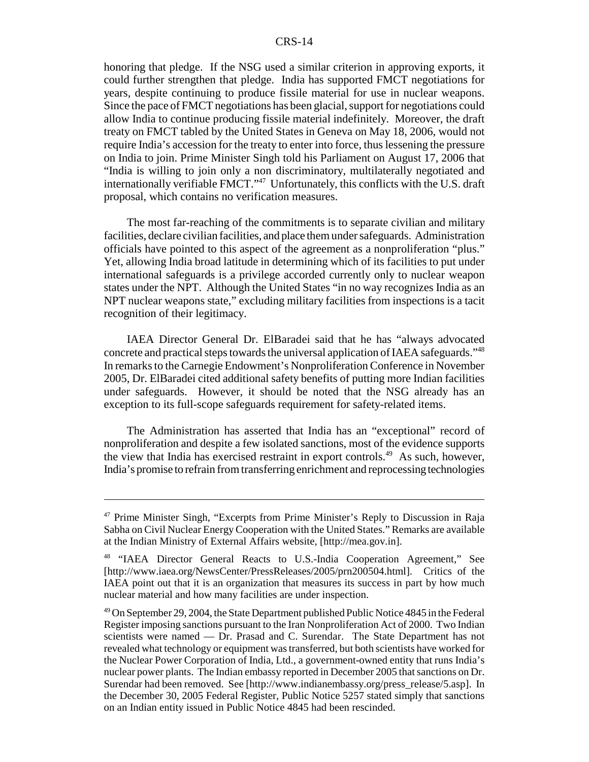honoring that pledge. If the NSG used a similar criterion in approving exports, it could further strengthen that pledge. India has supported FMCT negotiations for years, despite continuing to produce fissile material for use in nuclear weapons. Since the pace of FMCT negotiations has been glacial, support for negotiations could allow India to continue producing fissile material indefinitely. Moreover, the draft treaty on FMCT tabled by the United States in Geneva on May 18, 2006, would not require India's accession for the treaty to enter into force, thus lessening the pressure on India to join. Prime Minister Singh told his Parliament on August 17, 2006 that "India is willing to join only a non discriminatory, multilaterally negotiated and internationally verifiable FMCT."[47] Unfortunately, this conflicts with the U.S. draft proposal, which contains no verification measures.

The most far-reaching of the commitments is to separate civilian and military facilities, declare civilian facilities, and place them under safeguards. Administration officials have pointed to this aspect of the agreement as a nonproliferation "plus." Yet, allowing India broad latitude in determining which of its facilities to put under international safeguards is a privilege accorded currently only to nuclear weapon states under the NPT. Although the United States "in no way recognizes India as an NPT nuclear weapons state," excluding military facilities from inspections is a tacit recognition of their legitimacy.

IAEA Director General Dr. ElBaradei said that he has "always advocated concrete and practical steps towards the universal application of IAEA safeguards."[48] In remarks to the Carnegie Endowment's Nonproliferation Conference in November 2005, Dr. ElBaradei cited additional safety benefits of putting more Indian facilities under safeguards. However, it should be noted that the NSG already has an exception to its full-scope safeguards requirement for safety-related items.

The Administration has asserted that India has an "exceptional" record of nonproliferation and despite a few isolated sanctions, most of the evidence supports the view that India has exercised restraint in export controls.[49] As such, however, India's promise to refrain from transferring enrichment and reprocessing technologies

---

[47] Prime Minister Singh, "Excerpts from Prime Minister's Reply to Discussion in Raja Sabha on Civil Nuclear Energy Cooperation with the United States." Remarks are available at the Indian Ministry of External Affairs website, [http://mea.gov.in].

[48] "IAEA Director General Reacts to U.S.-India Cooperation Agreement," See [http://www.iaea.org/NewsCenter/PressReleases/2005/prn200504.html]. Critics of the IAEA point out that it is an organization that measures its success in part by how much nuclear material and how many facilities are under inspection.

[49] On September 29, 2004, the State Department published Public Notice 4845 in the Federal Register imposing sanctions pursuant to the Iran Nonproliferation Act of 2000. Two Indian scientists were named — Dr. Prasad and C. Surendar. The State Department has not revealed what technology or equipment was transferred, but both scientists have worked for the Nuclear Power Corporation of India, Ltd., a government-owned entity that runs India's nuclear power plants. The Indian embassy reported in December 2005 that sanctions on Dr. Surendar had been removed. See [http://www.indianembassy.org/press_release/5.asp]. In the December 30, 2005 Federal Register, Public Notice 5257 stated simply that sanctions on an Indian entity issued in Public Notice 4845 had been rescinded.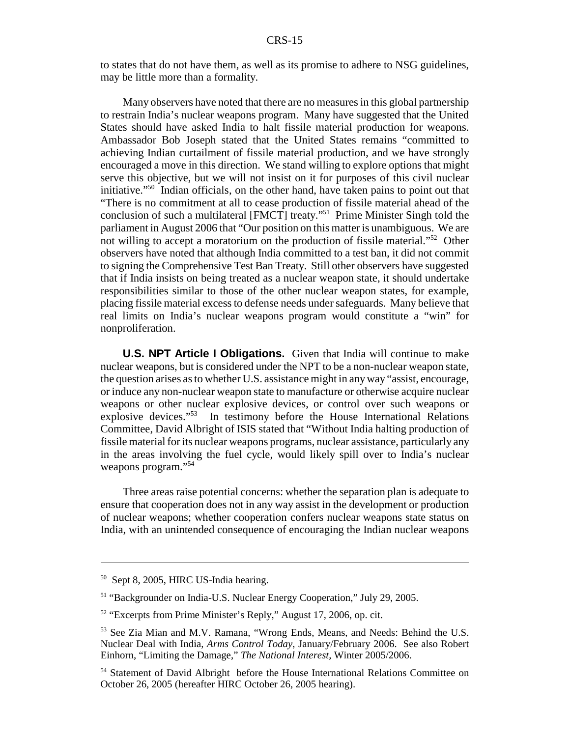to states that do not have them, as well as its promise to adhere to NSG guidelines, may be little more than a formality.

Many observers have noted that there are no measures in this global partnership to restrain India's nuclear weapons program. Many have suggested that the United States should have asked India to halt fissile material production for weapons. Ambassador Bob Joseph stated that the United States remains "committed to achieving Indian curtailment of fissile material production, and we have strongly encouraged a move in this direction. We stand willing to explore options that might serve this objective, but we will not insist on it for purposes of this civil nuclear initiative."[50] Indian officials, on the other hand, have taken pains to point out that "There is no commitment at all to cease production of fissile material ahead of the conclusion of such a multilateral [FMCT] treaty."[51] Prime Minister Singh told the parliament in August 2006 that "Our position on this matter is unambiguous. We are not willing to accept a moratorium on the production of fissile material."[52] Other observers have noted that although India committed to a test ban, it did not commit to signing the Comprehensive Test Ban Treaty. Still other observers have suggested that if India insists on being treated as a nuclear weapon state, it should undertake responsibilities similar to those of the other nuclear weapon states, for example, placing fissile material excess to defense needs under safeguards. Many believe that real limits on India's nuclear weapons program would constitute a "win" for nonproliferation.

**U.S. NPT Article I Obligations.** Given that India will continue to make nuclear weapons, but is considered under the NPT to be a non-nuclear weapon state, the question arises as to whether U.S. assistance might in any way "assist, encourage, or induce any non-nuclear weapon state to manufacture or otherwise acquire nuclear weapons or other nuclear explosive devices, or control over such weapons or explosive devices."[53] In testimony before the House International Relations Committee, David Albright of ISIS stated that "Without India halting production of fissile material for its nuclear weapons programs, nuclear assistance, particularly any in the areas involving the fuel cycle, would likely spill over to India's nuclear weapons program."[54]

Three areas raise potential concerns: whether the separation plan is adequate to ensure that cooperation does not in any way assist in the development or production of nuclear weapons; whether cooperation confers nuclear weapons state status on India, with an unintended consequence of encouraging the Indian nuclear weapons

---

[50] Sept 8, 2005, HIRC US-India hearing.

[51] "Backgrounder on India-U.S. Nuclear Energy Cooperation," July 29, 2005.

[52] "Excerpts from Prime Minister's Reply," August 17, 2006, op. cit.

[53] See Zia Mian and M.V. Ramana, "Wrong Ends, Means, and Needs: Behind the U.S. Nuclear Deal with India, *Arms Control Today*, January/February 2006. See also Robert Einhorn, "Limiting the Damage," *The National Interest*, Winter 2005/2006.

[54] Statement of David Albright before the House International Relations Committee on October 26, 2005 (hereafter HIRC October 26, 2005 hearing).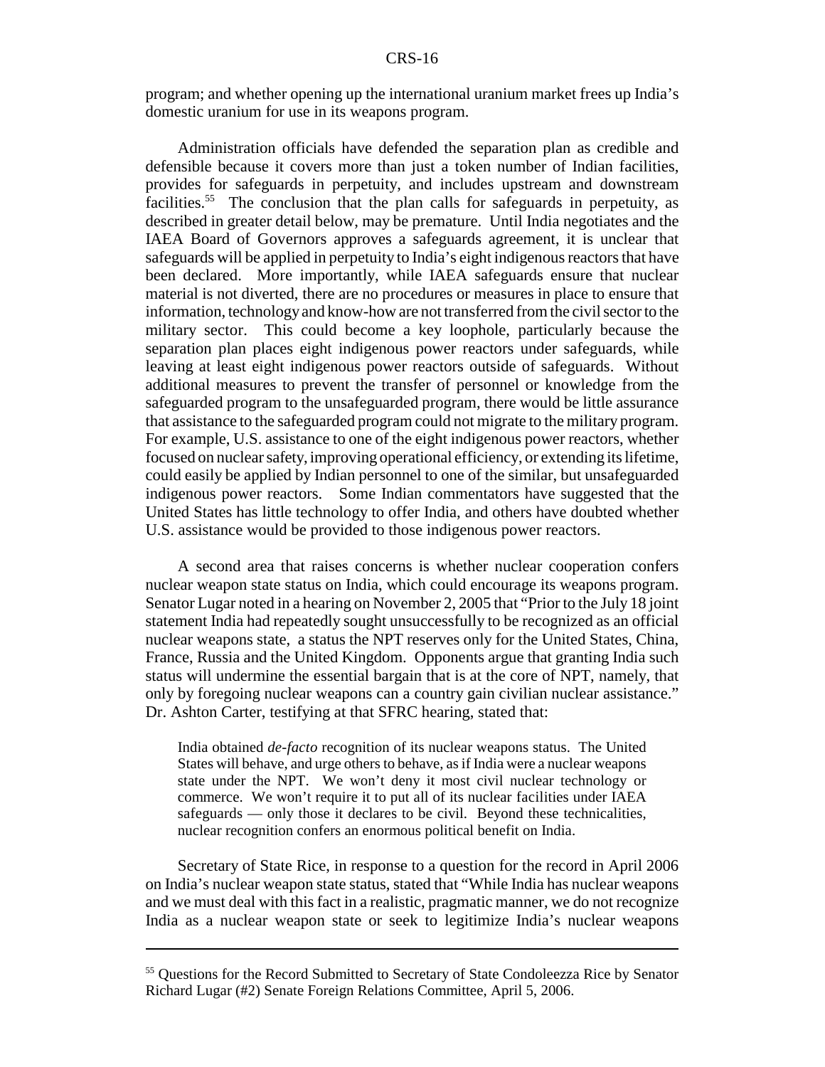program; and whether opening up the international uranium market frees up India's domestic uranium for use in its weapons program.

Administration officials have defended the separation plan as credible and defensible because it covers more than just a token number of Indian facilities, provides for safeguards in perpetuity, and includes upstream and downstream facilities.[55] The conclusion that the plan calls for safeguards in perpetuity, as described in greater detail below, may be premature. Until India negotiates and the IAEA Board of Governors approves a safeguards agreement, it is unclear that safeguards will be applied in perpetuity to India's eight indigenous reactors that have been declared. More importantly, while IAEA safeguards ensure that nuclear material is not diverted, there are no procedures or measures in place to ensure that information, technology and know-how are not transferred from the civil sector to the military sector. This could become a key loophole, particularly because the separation plan places eight indigenous power reactors under safeguards, while leaving at least eight indigenous power reactors outside of safeguards. Without additional measures to prevent the transfer of personnel or knowledge from the safeguarded program to the unsafeguarded program, there would be little assurance that assistance to the safeguarded program could not migrate to the military program. For example, U.S. assistance to one of the eight indigenous power reactors, whether focused on nuclear safety, improving operational efficiency, or extending its lifetime, could easily be applied by Indian personnel to one of the similar, but unsafeguarded indigenous power reactors. Some Indian commentators have suggested that the United States has little technology to offer India, and others have doubted whether U.S. assistance would be provided to those indigenous power reactors.

A second area that raises concerns is whether nuclear cooperation confers nuclear weapon state status on India, which could encourage its weapons program. Senator Lugar noted in a hearing on November 2, 2005 that "Prior to the July 18 joint statement India had repeatedly sought unsuccessfully to be recognized as an official nuclear weapons state, a status the NPT reserves only for the United States, China, France, Russia and the United Kingdom. Opponents argue that granting India such status will undermine the essential bargain that is at the core of NPT, namely, that only by foregoing nuclear weapons can a country gain civilian nuclear assistance." Dr. Ashton Carter, testifying at that SFRC hearing, stated that:

> India obtained *de-facto* recognition of its nuclear weapons status. The United States will behave, and urge others to behave, as if India were a nuclear weapons state under the NPT. We won't deny it most civil nuclear technology or commerce. We won't require it to put all of its nuclear facilities under IAEA safeguards — only those it declares to be civil. Beyond these technicalities, nuclear recognition confers an enormous political benefit on India.

Secretary of State Rice, in response to a question for the record in April 2006 on India's nuclear weapon state status, stated that "While India has nuclear weapons and we must deal with this fact in a realistic, pragmatic manner, we do not recognize India as a nuclear weapon state or seek to legitimize India's nuclear weapons

---

[55] Questions for the Record Submitted to Secretary of State Condoleezza Rice by Senator Richard Lugar (#2) Senate Foreign Relations Committee, April 5, 2006.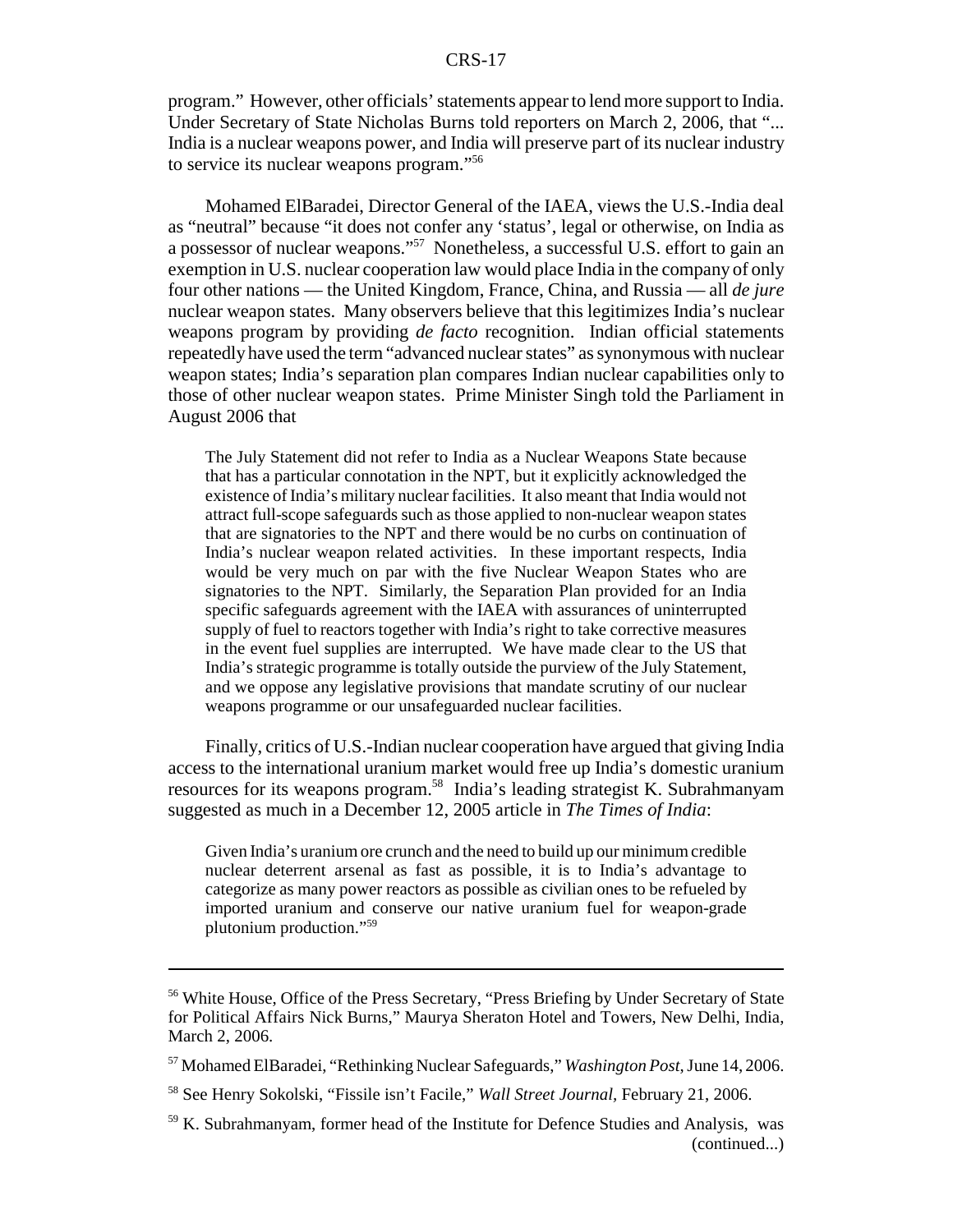program." However, other officials' statements appear to lend more support to India. Under Secretary of State Nicholas Burns told reporters on March 2, 2006, that "... India is a nuclear weapons power, and India will preserve part of its nuclear industry to service its nuclear weapons program."[56]

Mohamed ElBaradei, Director General of the IAEA, views the U.S.-India deal as "neutral" because "it does not confer any 'status', legal or otherwise, on India as a possessor of nuclear weapons."[57] Nonetheless, a successful U.S. effort to gain an exemption in U.S. nuclear cooperation law would place India in the company of only four other nations — the United Kingdom, France, China, and Russia — all *de jure* nuclear weapon states. Many observers believe that this legitimizes India's nuclear weapons program by providing *de facto* recognition. Indian official statements repeatedly have used the term "advanced nuclear states" as synonymous with nuclear weapon states; India's separation plan compares Indian nuclear capabilities only to those of other nuclear weapon states. Prime Minister Singh told the Parliament in August 2006 that

> The July Statement did not refer to India as a Nuclear Weapons State because that has a particular connotation in the NPT, but it explicitly acknowledged the existence of India's military nuclear facilities. It also meant that India would not attract full-scope safeguards such as those applied to non-nuclear weapon states that are signatories to the NPT and there would be no curbs on continuation of India's nuclear weapon related activities. In these important respects, India would be very much on par with the five Nuclear Weapon States who are signatories to the NPT. Similarly, the Separation Plan provided for an India specific safeguards agreement with the IAEA with assurances of uninterrupted supply of fuel to reactors together with India's right to take corrective measures in the event fuel supplies are interrupted. We have made clear to the US that India's strategic programme is totally outside the purview of the July Statement, and we oppose any legislative provisions that mandate scrutiny of our nuclear weapons programme or our unsafeguarded nuclear facilities.

Finally, critics of U.S.-Indian nuclear cooperation have argued that giving India access to the international uranium market would free up India's domestic uranium resources for its weapons program.[58] India's leading strategist K. Subrahmanyam suggested as much in a December 12, 2005 article in *The Times of India*:

> Given India's uranium ore crunch and the need to build up our minimum credible nuclear deterrent arsenal as fast as possible, it is to India's advantage to categorize as many power reactors as possible as civilian ones to be refueled by imported uranium and conserve our native uranium fuel for weapon-grade plutonium production."[59]

---

[56] White House, Office of the Press Secretary, "Press Briefing by Under Secretary of State for Political Affairs Nick Burns," Maurya Sheraton Hotel and Towers, New Delhi, India, March 2, 2006.

[57] Mohamed ElBaradei, "Rethinking Nuclear Safeguards," *Washington Post*, June 14, 2006.

[58] See Henry Sokolski, "Fissile isn't Facile," *Wall Street Journal*, February 21, 2006.

[59] K. Subrahmanyam, former head of the Institute for Defence Studies and Analysis, was (continued...)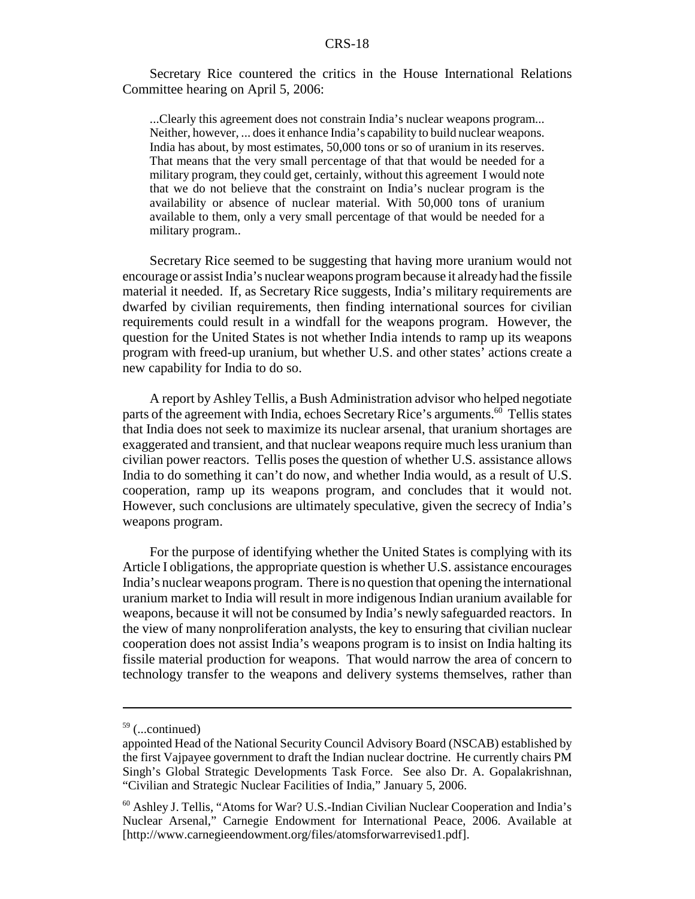Secretary Rice countered the critics in the House International Relations Committee hearing on April 5, 2006:

> ...Clearly this agreement does not constrain India's nuclear weapons program... Neither, however, ... does it enhance India's capability to build nuclear weapons. India has about, by most estimates, 50,000 tons or so of uranium in its reserves. That means that the very small percentage of that that would be needed for a military program, they could get, certainly, without this agreement I would note that we do not believe that the constraint on India's nuclear program is the availability or absence of nuclear material. With 50,000 tons of uranium available to them, only a very small percentage of that would be needed for a military program..

Secretary Rice seemed to be suggesting that having more uranium would not encourage or assist India's nuclear weapons program because it already had the fissile material it needed. If, as Secretary Rice suggests, India's military requirements are dwarfed by civilian requirements, then finding international sources for civilian requirements could result in a windfall for the weapons program. However, the question for the United States is not whether India intends to ramp up its weapons program with freed-up uranium, but whether U.S. and other states' actions create a new capability for India to do so.

A report by Ashley Tellis, a Bush Administration advisor who helped negotiate parts of the agreement with India, echoes Secretary Rice's arguments.[60] Tellis states that India does not seek to maximize its nuclear arsenal, that uranium shortages are exaggerated and transient, and that nuclear weapons require much less uranium than civilian power reactors. Tellis poses the question of whether U.S. assistance allows India to do something it can't do now, and whether India would, as a result of U.S. cooperation, ramp up its weapons program, and concludes that it would not. However, such conclusions are ultimately speculative, given the secrecy of India's weapons program.

For the purpose of identifying whether the United States is complying with its Article I obligations, the appropriate question is whether U.S. assistance encourages India's nuclear weapons program. There is no question that opening the international uranium market to India will result in more indigenous Indian uranium available for weapons, because it will not be consumed by India's newly safeguarded reactors. In the view of many nonproliferation analysts, the key to ensuring that civilian nuclear cooperation does not assist India's weapons program is to insist on India halting its fissile material production for weapons. That would narrow the area of concern to technology transfer to the weapons and delivery systems themselves, rather than

---

[59] (...continued)
appointed Head of the National Security Council Advisory Board (NSCAB) established by the first Vajpayee government to draft the Indian nuclear doctrine. He currently chairs PM Singh's Global Strategic Developments Task Force. See also Dr. A. Gopalakrishnan, "Civilian and Strategic Nuclear Facilities of India," January 5, 2006.

[60] Ashley J. Tellis, "Atoms for War? U.S.-Indian Civilian Nuclear Cooperation and India's Nuclear Arsenal," Carnegie Endowment for International Peace, 2006. Available at [http://www.carnegieendowment.org/files/atomsforwarrevised1.pdf].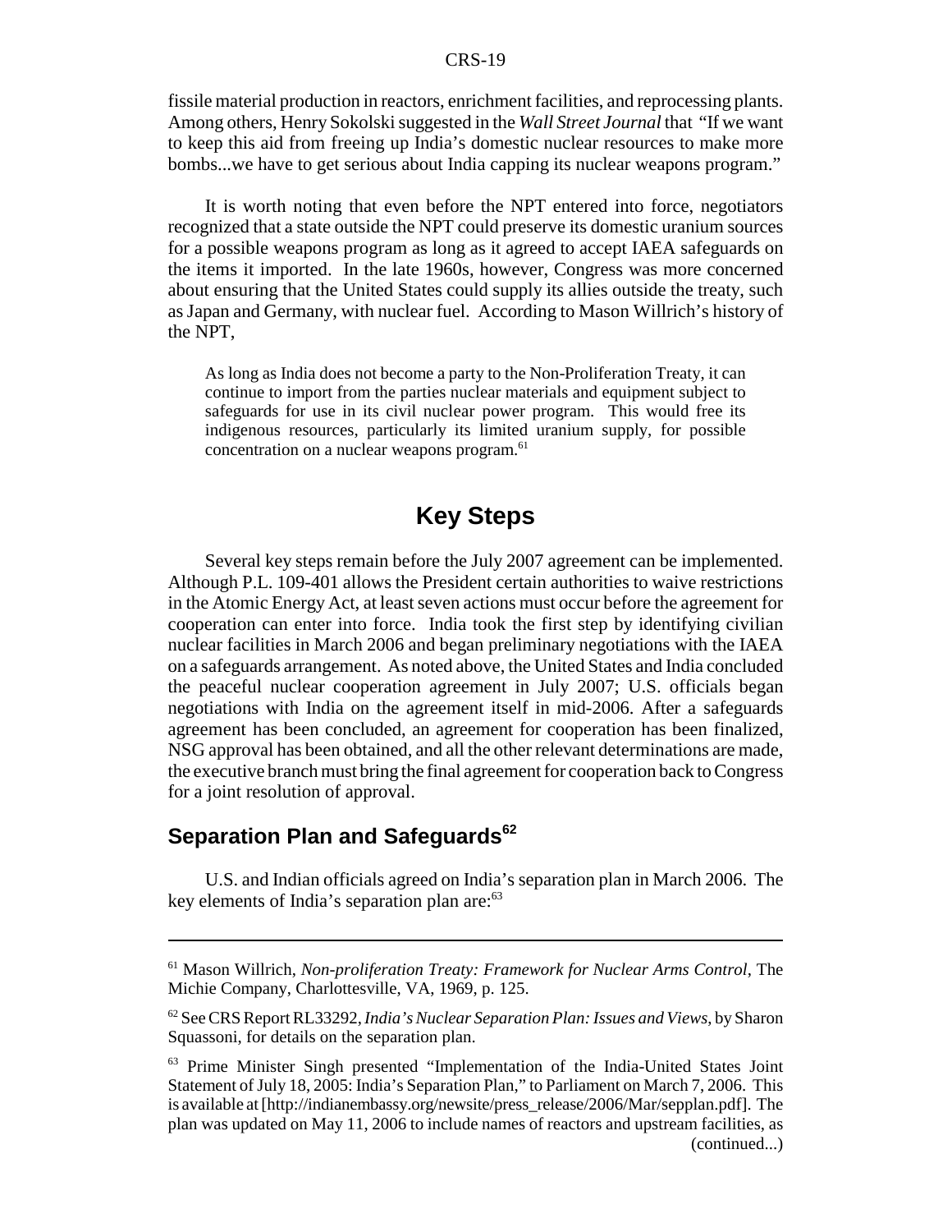fissile material production in reactors, enrichment facilities, and reprocessing plants. Among others, Henry Sokolski suggested in the *Wall Street Journal* that "If we want to keep this aid from freeing up India's domestic nuclear resources to make more bombs...we have to get serious about India capping its nuclear weapons program."

It is worth noting that even before the NPT entered into force, negotiators recognized that a state outside the NPT could preserve its domestic uranium sources for a possible weapons program as long as it agreed to accept IAEA safeguards on the items it imported. In the late 1960s, however, Congress was more concerned about ensuring that the United States could supply its allies outside the treaty, such as Japan and Germany, with nuclear fuel. According to Mason Willrich's history of the NPT,

> As long as India does not become a party to the Non-Proliferation Treaty, it can continue to import from the parties nuclear materials and equipment subject to safeguards for use in its civil nuclear power program. This would free its indigenous resources, particularly its limited uranium supply, for possible concentration on a nuclear weapons program.[61]

# Key Steps

Several key steps remain before the July 2007 agreement can be implemented. Although P.L. 109-401 allows the President certain authorities to waive restrictions in the Atomic Energy Act, at least seven actions must occur before the agreement for cooperation can enter into force. India took the first step by identifying civilian nuclear facilities in March 2006 and began preliminary negotiations with the IAEA on a safeguards arrangement. As noted above, the United States and India concluded the peaceful nuclear cooperation agreement in July 2007; U.S. officials began negotiations with India on the agreement itself in mid-2006. After a safeguards agreement has been concluded, an agreement for cooperation has been finalized, NSG approval has been obtained, and all the other relevant determinations are made, the executive branch must bring the final agreement for cooperation back to Congress for a joint resolution of approval.

## Separation Plan and Safeguards[62]

U.S. and Indian officials agreed on India's separation plan in March 2006. The key elements of India's separation plan are:[63]

---

[61] Mason Willrich, *Non-proliferation Treaty: Framework for Nuclear Arms Control*, The Michie Company, Charlottesville, VA, 1969, p. 125.

[62] See CRS Report RL33292, *India's Nuclear Separation Plan: Issues and Views*, by Sharon Squassoni, for details on the separation plan.

[63] Prime Minister Singh presented "Implementation of the India-United States Joint Statement of July 18, 2005: India's Separation Plan," to Parliament on March 7, 2006. This is available at [http://indianembassy.org/newsite/press_release/2006/Mar/sepplan.pdf]. The plan was updated on May 11, 2006 to include names of reactors and upstream facilities, as (continued...)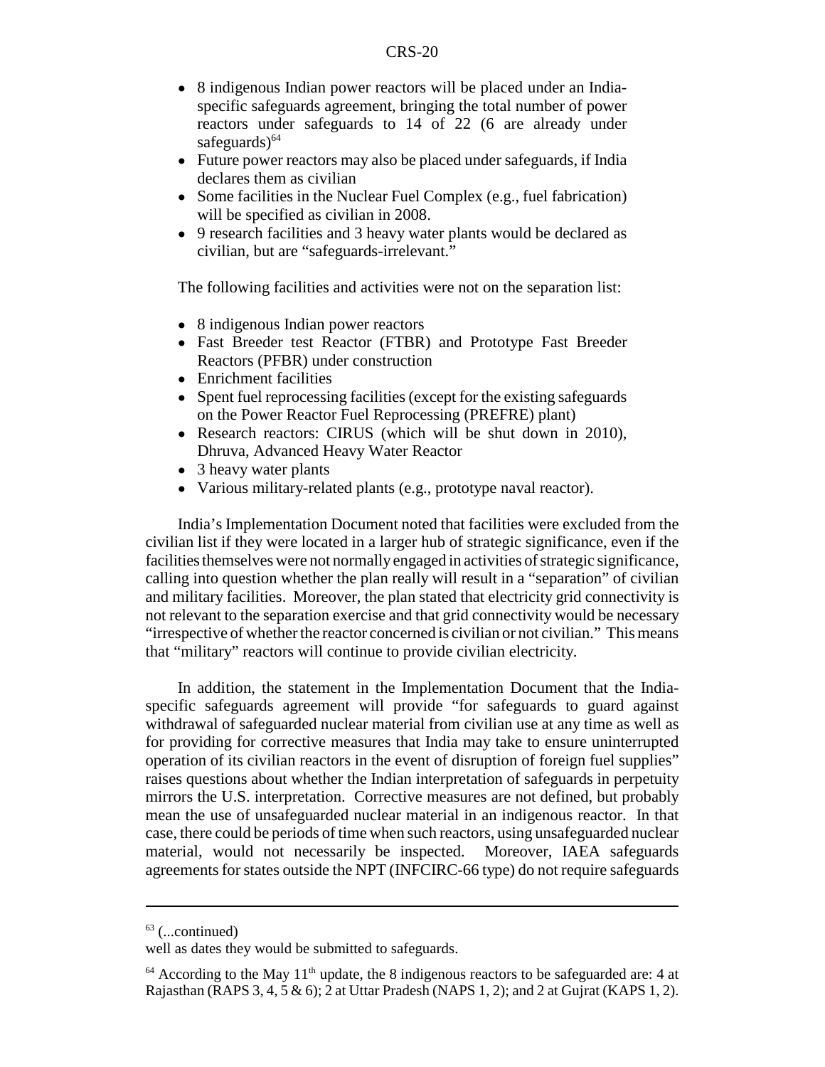- 8 indigenous Indian power reactors will be placed under an India-specific safeguards agreement, bringing the total number of power reactors under safeguards to 14 of 22 (6 are already under safeguards)[64]
- Future power reactors may also be placed under safeguards, if India declares them as civilian
- Some facilities in the Nuclear Fuel Complex (e.g., fuel fabrication) will be specified as civilian in 2008.
- 9 research facilities and 3 heavy water plants would be declared as civilian, but are "safeguards-irrelevant."

The following facilities and activities were not on the separation list:

- 8 indigenous Indian power reactors
- Fast Breeder test Reactor (FTBR) and Prototype Fast Breeder Reactors (PFBR) under construction
- Enrichment facilities
- Spent fuel reprocessing facilities (except for the existing safeguards on the Power Reactor Fuel Reprocessing (PREFRE) plant)
- Research reactors: CIRUS (which will be shut down in 2010), Dhruva, Advanced Heavy Water Reactor
- 3 heavy water plants
- Various military-related plants (e.g., prototype naval reactor).

India's Implementation Document noted that facilities were excluded from the civilian list if they were located in a larger hub of strategic significance, even if the facilities themselves were not normally engaged in activities of strategic significance, calling into question whether the plan really will result in a "separation" of civilian and military facilities. Moreover, the plan stated that electricity grid connectivity is not relevant to the separation exercise and that grid connectivity would be necessary "irrespective of whether the reactor concerned is civilian or not civilian." This means that "military" reactors will continue to provide civilian electricity.

In addition, the statement in the Implementation Document that the India-specific safeguards agreement will provide "for safeguards to guard against withdrawal of safeguarded nuclear material from civilian use at any time as well as for providing for corrective measures that India may take to ensure uninterrupted operation of its civilian reactors in the event of disruption of foreign fuel supplies" raises questions about whether the Indian interpretation of safeguards in perpetuity mirrors the U.S. interpretation. Corrective measures are not defined, but probably mean the use of unsafeguarded nuclear material in an indigenous reactor. In that case, there could be periods of time when such reactors, using unsafeguarded nuclear material, would not necessarily be inspected. Moreover, IAEA safeguards agreements for states outside the NPT (INFCIRC-66 type) do not require safeguards

---

[63] (...continued)
well as dates they would be submitted to safeguards.

[64] According to the May 11th update, the 8 indigenous reactors to be safeguarded are: 4 at Rajasthan (RAPS 3, 4, 5 & 6); 2 at Uttar Pradesh (NAPS 1, 2); and 2 at Gujrat (KAPS 1, 2).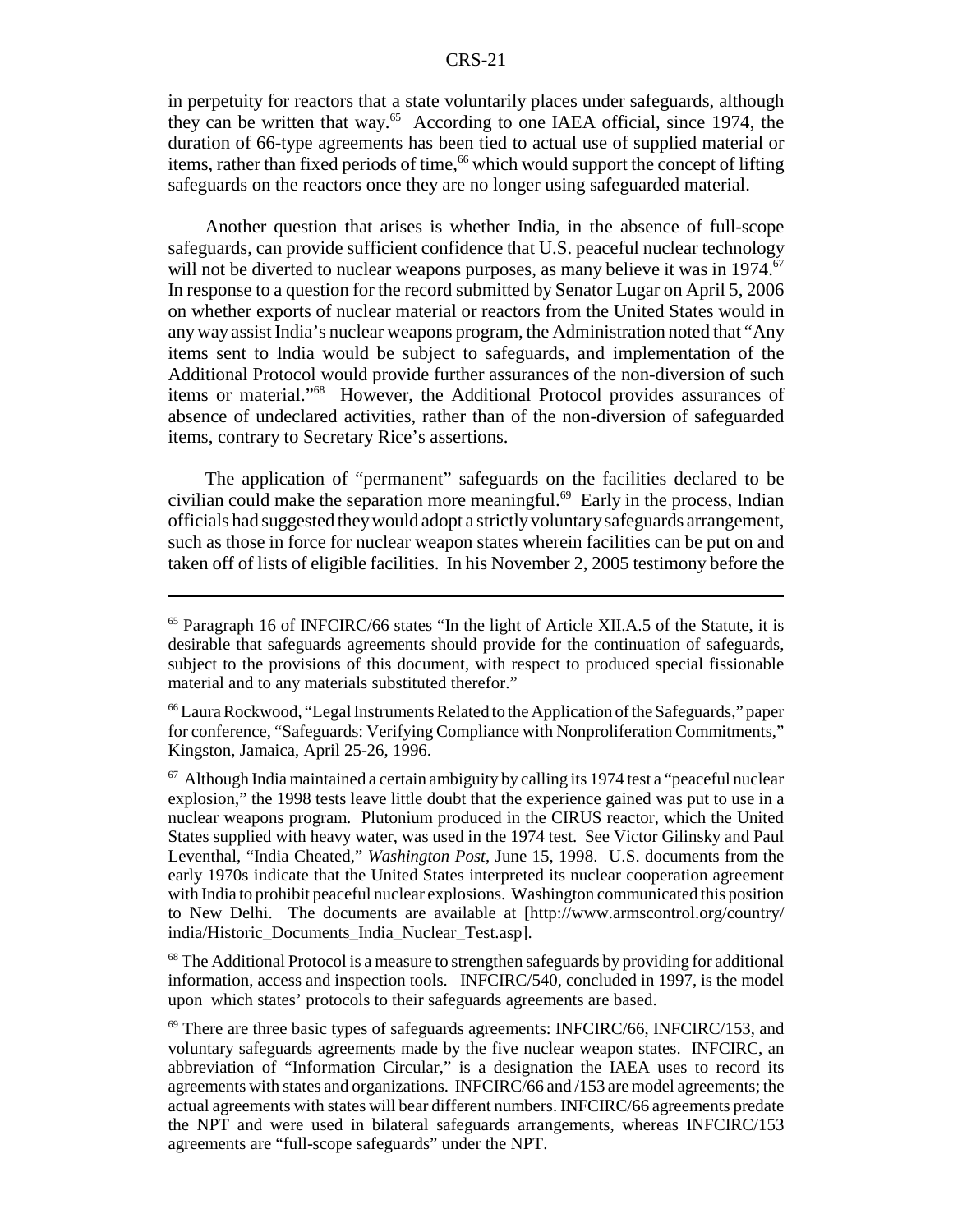in perpetuity for reactors that a state voluntarily places under safeguards, although they can be written that way.[65] According to one IAEA official, since 1974, the duration of 66-type agreements has been tied to actual use of supplied material or items, rather than fixed periods of time,[66] which would support the concept of lifting safeguards on the reactors once they are no longer using safeguarded material.

Another question that arises is whether India, in the absence of full-scope safeguards, can provide sufficient confidence that U.S. peaceful nuclear technology will not be diverted to nuclear weapons purposes, as many believe it was in 1974.[67] In response to a question for the record submitted by Senator Lugar on April 5, 2006 on whether exports of nuclear material or reactors from the United States would in any way assist India's nuclear weapons program, the Administration noted that "Any items sent to India would be subject to safeguards, and implementation of the Additional Protocol would provide further assurances of the non-diversion of such items or material."[68] However, the Additional Protocol provides assurances of absence of undeclared activities, rather than of the non-diversion of safeguarded items, contrary to Secretary Rice's assertions.

The application of "permanent" safeguards on the facilities declared to be civilian could make the separation more meaningful.[69] Early in the process, Indian officials had suggested they would adopt a strictly voluntary safeguards arrangement, such as those in force for nuclear weapon states wherein facilities can be put on and taken off of lists of eligible facilities. In his November 2, 2005 testimony before the

---

[65] Paragraph 16 of INFCIRC/66 states "In the light of Article XII.A.5 of the Statute, it is desirable that safeguards agreements should provide for the continuation of safeguards, subject to the provisions of this document, with respect to produced special fissionable material and to any materials substituted therefor."

[66] Laura Rockwood, "Legal Instruments Related to the Application of the Safeguards," paper for conference, "Safeguards: Verifying Compliance with Nonproliferation Commitments," Kingston, Jamaica, April 25-26, 1996.

[67] Although India maintained a certain ambiguity by calling its 1974 test a "peaceful nuclear explosion," the 1998 tests leave little doubt that the experience gained was put to use in a nuclear weapons program. Plutonium produced in the CIRUS reactor, which the United States supplied with heavy water, was used in the 1974 test. See Victor Gilinsky and Paul Leventhal, "India Cheated," *Washington Post*, June 15, 1998. U.S. documents from the early 1970s indicate that the United States interpreted its nuclear cooperation agreement with India to prohibit peaceful nuclear explosions. Washington communicated this position to New Delhi. The documents are available at [http://www.armscontrol.org/country/india/Historic_Documents_India_Nuclear_Test.asp].

[68] The Additional Protocol is a measure to strengthen safeguards by providing for additional information, access and inspection tools. INFCIRC/540, concluded in 1997, is the model upon which states' protocols to their safeguards agreements are based.

[69] There are three basic types of safeguards agreements: INFCIRC/66, INFCIRC/153, and voluntary safeguards agreements made by the five nuclear weapon states. INFCIRC, an abbreviation of "Information Circular," is a designation the IAEA uses to record its agreements with states and organizations. INFCIRC/66 and /153 are model agreements; the actual agreements with states will bear different numbers. INFCIRC/66 agreements predate the NPT and were used in bilateral safeguards arrangements, whereas INFCIRC/153 agreements are "full-scope safeguards" under the NPT.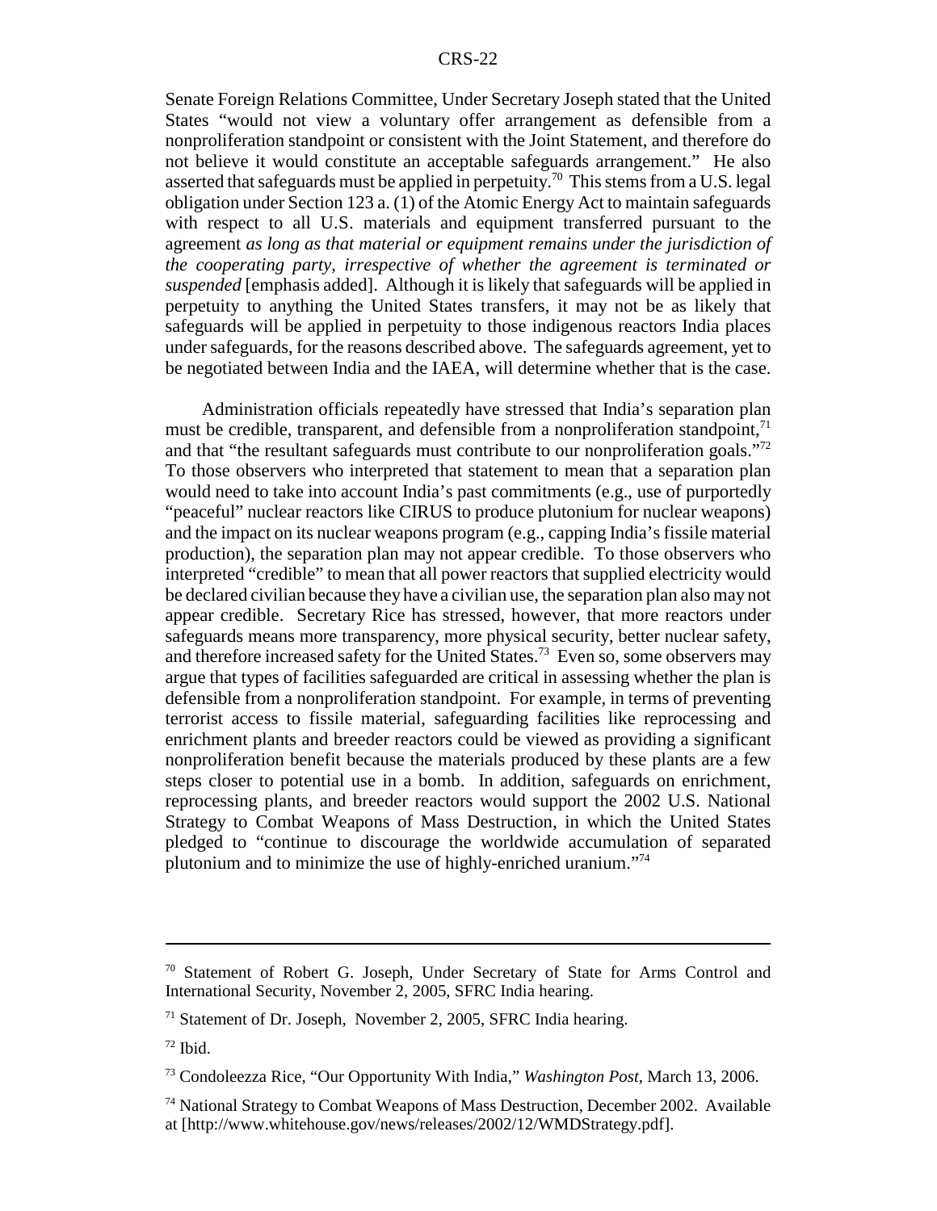Senate Foreign Relations Committee, Under Secretary Joseph stated that the United States "would not view a voluntary offer arrangement as defensible from a nonproliferation standpoint or consistent with the Joint Statement, and therefore do not believe it would constitute an acceptable safeguards arrangement." He also asserted that safeguards must be applied in perpetuity.[70] This stems from a U.S. legal obligation under Section 123 a. (1) of the Atomic Energy Act to maintain safeguards with respect to all U.S. materials and equipment transferred pursuant to the agreement *as long as that material or equipment remains under the jurisdiction of the cooperating party, irrespective of whether the agreement is terminated or suspended* [emphasis added]. Although it is likely that safeguards will be applied in perpetuity to anything the United States transfers, it may not be as likely that safeguards will be applied in perpetuity to those indigenous reactors India places under safeguards, for the reasons described above. The safeguards agreement, yet to be negotiated between India and the IAEA, will determine whether that is the case.

Administration officials repeatedly have stressed that India's separation plan must be credible, transparent, and defensible from a nonproliferation standpoint,[71] and that "the resultant safeguards must contribute to our nonproliferation goals."[72] To those observers who interpreted that statement to mean that a separation plan would need to take into account India's past commitments (e.g., use of purportedly "peaceful" nuclear reactors like CIRUS to produce plutonium for nuclear weapons) and the impact on its nuclear weapons program (e.g., capping India's fissile material production), the separation plan may not appear credible. To those observers who interpreted "credible" to mean that all power reactors that supplied electricity would be declared civilian because they have a civilian use, the separation plan also may not appear credible. Secretary Rice has stressed, however, that more reactors under safeguards means more transparency, more physical security, better nuclear safety, and therefore increased safety for the United States.[73] Even so, some observers may argue that types of facilities safeguarded are critical in assessing whether the plan is defensible from a nonproliferation standpoint. For example, in terms of preventing terrorist access to fissile material, safeguarding facilities like reprocessing and enrichment plants and breeder reactors could be viewed as providing a significant nonproliferation benefit because the materials produced by these plants are a few steps closer to potential use in a bomb. In addition, safeguards on enrichment, reprocessing plants, and breeder reactors would support the 2002 U.S. National Strategy to Combat Weapons of Mass Destruction, in which the United States pledged to "continue to discourage the worldwide accumulation of separated plutonium and to minimize the use of highly-enriched uranium."[74]

---

[70] Statement of Robert G. Joseph, Under Secretary of State for Arms Control and International Security, November 2, 2005, SFRC India hearing.

[71] Statement of Dr. Joseph, November 2, 2005, SFRC India hearing.

[72] Ibid.

[73] Condoleezza Rice, "Our Opportunity With India," *Washington Post*, March 13, 2006.

[74] National Strategy to Combat Weapons of Mass Destruction, December 2002. Available at [http://www.whitehouse.gov/news/releases/2002/12/WMDStrategy.pdf].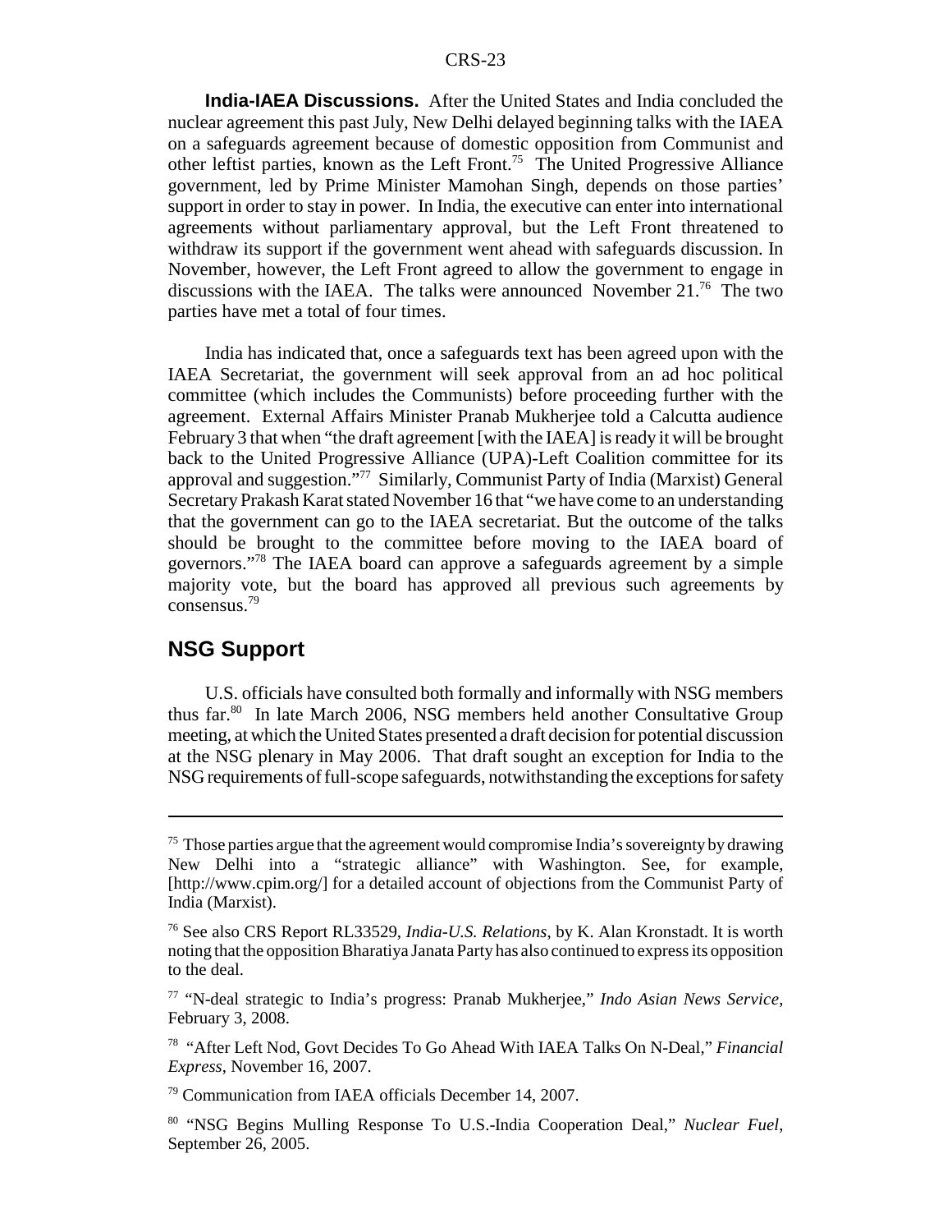**India-IAEA Discussions.** After the United States and India concluded the nuclear agreement this past July, New Delhi delayed beginning talks with the IAEA on a safeguards agreement because of domestic opposition from Communist and other leftist parties, known as the Left Front.[75] The United Progressive Alliance government, led by Prime Minister Mamohan Singh, depends on those parties' support in order to stay in power. In India, the executive can enter into international agreements without parliamentary approval, but the Left Front threatened to withdraw its support if the government went ahead with safeguards discussion. In November, however, the Left Front agreed to allow the government to engage in discussions with the IAEA. The talks were announced November 21.[76] The two parties have met a total of four times.

India has indicated that, once a safeguards text has been agreed upon with the IAEA Secretariat, the government will seek approval from an ad hoc political committee (which includes the Communists) before proceeding further with the agreement. External Affairs Minister Pranab Mukherjee told a Calcutta audience February 3 that when "the draft agreement [with the IAEA] is ready it will be brought back to the United Progressive Alliance (UPA)-Left Coalition committee for its approval and suggestion."[77] Similarly, Communist Party of India (Marxist) General Secretary Prakash Karat stated November 16 that "we have come to an understanding that the government can go to the IAEA secretariat. But the outcome of the talks should be brought to the committee before moving to the IAEA board of governors."[78] The IAEA board can approve a safeguards agreement by a simple majority vote, but the board has approved all previous such agreements by consensus.[79]

## NSG Support

U.S. officials have consulted both formally and informally with NSG members thus far.[80] In late March 2006, NSG members held another Consultative Group meeting, at which the United States presented a draft decision for potential discussion at the NSG plenary in May 2006. That draft sought an exception for India to the NSG requirements of full-scope safeguards, notwithstanding the exceptions for safety

---

[75] Those parties argue that the agreement would compromise India's sovereignty by drawing New Delhi into a "strategic alliance" with Washington. See, for example, [http://www.cpim.org/] for a detailed account of objections from the Communist Party of India (Marxist).

[76] See also CRS Report RL33529, *India-U.S. Relations*, by K. Alan Kronstadt. It is worth noting that the opposition Bharatiya Janata Party has also continued to express its opposition to the deal.

[77] "N-deal strategic to India's progress: Pranab Mukherjee," *Indo Asian News Service*, February 3, 2008.

[78] "After Left Nod, Govt Decides To Go Ahead With IAEA Talks On N-Deal," *Financial Express*, November 16, 2007.

[79] Communication from IAEA officials December 14, 2007.

[80] "NSG Begins Mulling Response To U.S.-India Cooperation Deal," *Nuclear Fuel*, September 26, 2005.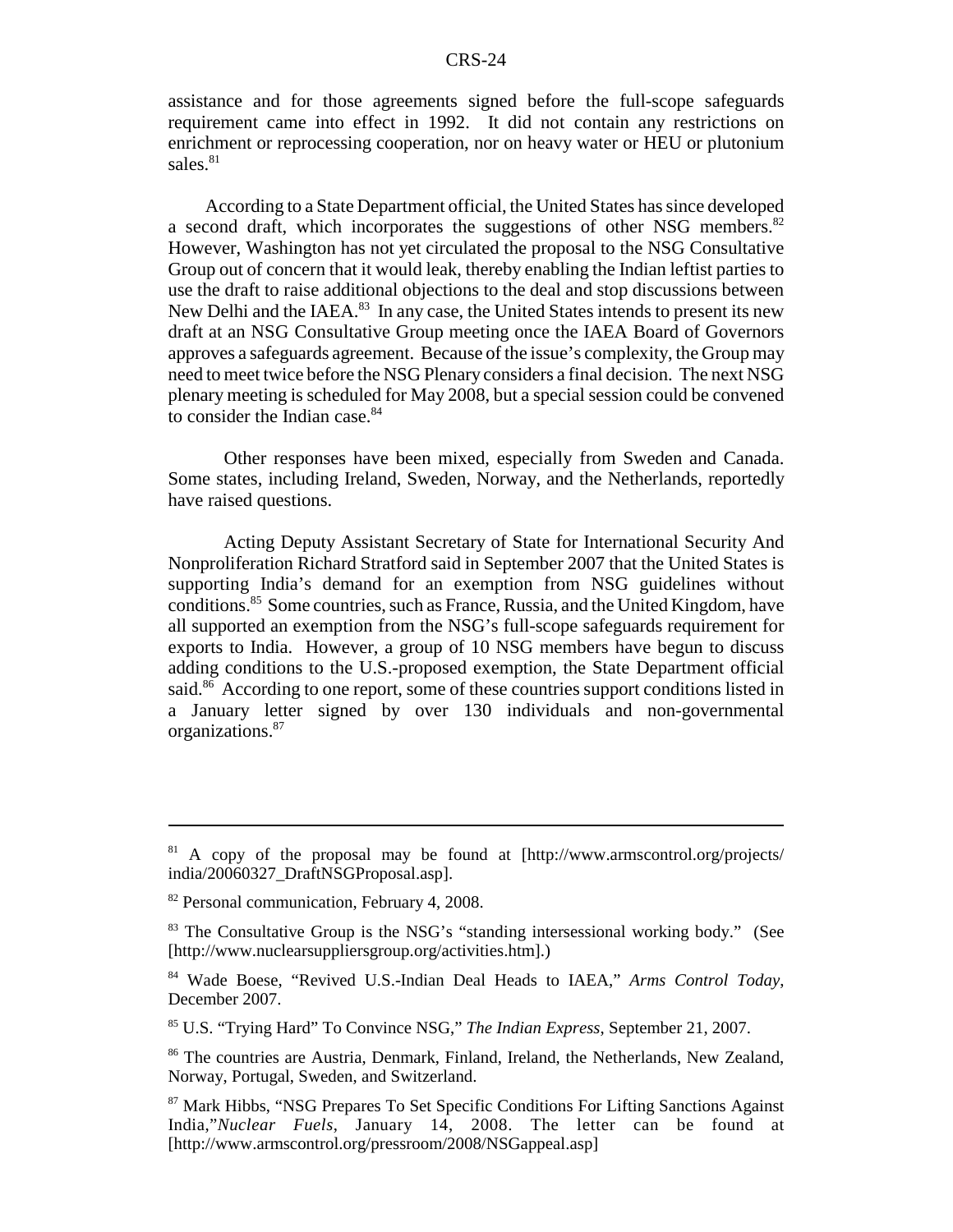assistance and for those agreements signed before the full-scope safeguards requirement came into effect in 1992. It did not contain any restrictions on enrichment or reprocessing cooperation, nor on heavy water or HEU or plutonium sales.[81]

According to a State Department official, the United States has since developed a second draft, which incorporates the suggestions of other NSG members.[82] However, Washington has not yet circulated the proposal to the NSG Consultative Group out of concern that it would leak, thereby enabling the Indian leftist parties to use the draft to raise additional objections to the deal and stop discussions between New Delhi and the IAEA.[83] In any case, the United States intends to present its new draft at an NSG Consultative Group meeting once the IAEA Board of Governors approves a safeguards agreement. Because of the issue's complexity, the Group may need to meet twice before the NSG Plenary considers a final decision. The next NSG plenary meeting is scheduled for May 2008, but a special session could be convened to consider the Indian case.[84]

Other responses have been mixed, especially from Sweden and Canada. Some states, including Ireland, Sweden, Norway, and the Netherlands, reportedly have raised questions.

Acting Deputy Assistant Secretary of State for International Security And Nonproliferation Richard Stratford said in September 2007 that the United States is supporting India's demand for an exemption from NSG guidelines without conditions.[85] Some countries, such as France, Russia, and the United Kingdom, have all supported an exemption from the NSG's full-scope safeguards requirement for exports to India. However, a group of 10 NSG members have begun to discuss adding conditions to the U.S.-proposed exemption, the State Department official said.[86] According to one report, some of these countries support conditions listed in a January letter signed by over 130 individuals and non-governmental organizations.[87]

---

[81] A copy of the proposal may be found at [http://www.armscontrol.org/projects/india/20060327_DraftNSGProposal.asp].

[82] Personal communication, February 4, 2008.

[83] The Consultative Group is the NSG's "standing intersessional working body." (See [http://www.nuclearsuppliersgroup.org/activities.htm].)

[84] Wade Boese, "Revived U.S.-Indian Deal Heads to IAEA," *Arms Control Today*, December 2007.

[85] U.S. "Trying Hard" To Convince NSG," *The Indian Express*, September 21, 2007.

[86] The countries are Austria, Denmark, Finland, Ireland, the Netherlands, New Zealand, Norway, Portugal, Sweden, and Switzerland.

[87] Mark Hibbs, "NSG Prepares To Set Specific Conditions For Lifting Sanctions Against India,"*Nuclear Fuels*, January 14, 2008. The letter can be found at [http://www.armscontrol.org/pressroom/2008/NSGappeal.asp]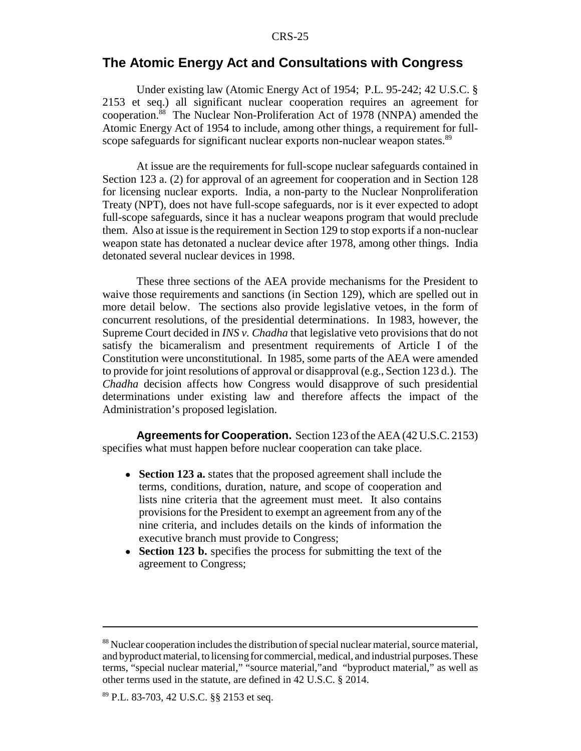## The Atomic Energy Act and Consultations with Congress

Under existing law (Atomic Energy Act of 1954; P.L. 95-242; 42 U.S.C. § 2153 et seq.) all significant nuclear cooperation requires an agreement for cooperation.[88] The Nuclear Non-Proliferation Act of 1978 (NNPA) amended the Atomic Energy Act of 1954 to include, among other things, a requirement for full-scope safeguards for significant nuclear exports non-nuclear weapon states.[89]

At issue are the requirements for full-scope nuclear safeguards contained in Section 123 a. (2) for approval of an agreement for cooperation and in Section 128 for licensing nuclear exports. India, a non-party to the Nuclear Nonproliferation Treaty (NPT), does not have full-scope safeguards, nor is it ever expected to adopt full-scope safeguards, since it has a nuclear weapons program that would preclude them. Also at issue is the requirement in Section 129 to stop exports if a non-nuclear weapon state has detonated a nuclear device after 1978, among other things. India detonated several nuclear devices in 1998.

These three sections of the AEA provide mechanisms for the President to waive those requirements and sanctions (in Section 129), which are spelled out in more detail below. The sections also provide legislative vetoes, in the form of concurrent resolutions, of the presidential determinations. In 1983, however, the Supreme Court decided in *INS v. Chadha* that legislative veto provisions that do not satisfy the bicameralism and presentment requirements of Article I of the Constitution were unconstitutional. In 1985, some parts of the AEA were amended to provide for joint resolutions of approval or disapproval (e.g., Section 123 d.). The *Chadha* decision affects how Congress would disapprove of such presidential determinations under existing law and therefore affects the impact of the Administration's proposed legislation.

**Agreements for Cooperation.** Section 123 of the AEA (42 U.S.C. 2153) specifies what must happen before nuclear cooperation can take place.

- **Section 123 a.** states that the proposed agreement shall include the terms, conditions, duration, nature, and scope of cooperation and lists nine criteria that the agreement must meet. It also contains provisions for the President to exempt an agreement from any of the nine criteria, and includes details on the kinds of information the executive branch must provide to Congress;
- **Section 123 b.** specifies the process for submitting the text of the agreement to Congress;

---

[88] Nuclear cooperation includes the distribution of special nuclear material, source material, and byproduct material, to licensing for commercial, medical, and industrial purposes. These terms, "special nuclear material," "source material,"and "byproduct material," as well as other terms used in the statute, are defined in 42 U.S.C. § 2014.

[89] P.L. 83-703, 42 U.S.C. §§ 2153 et seq.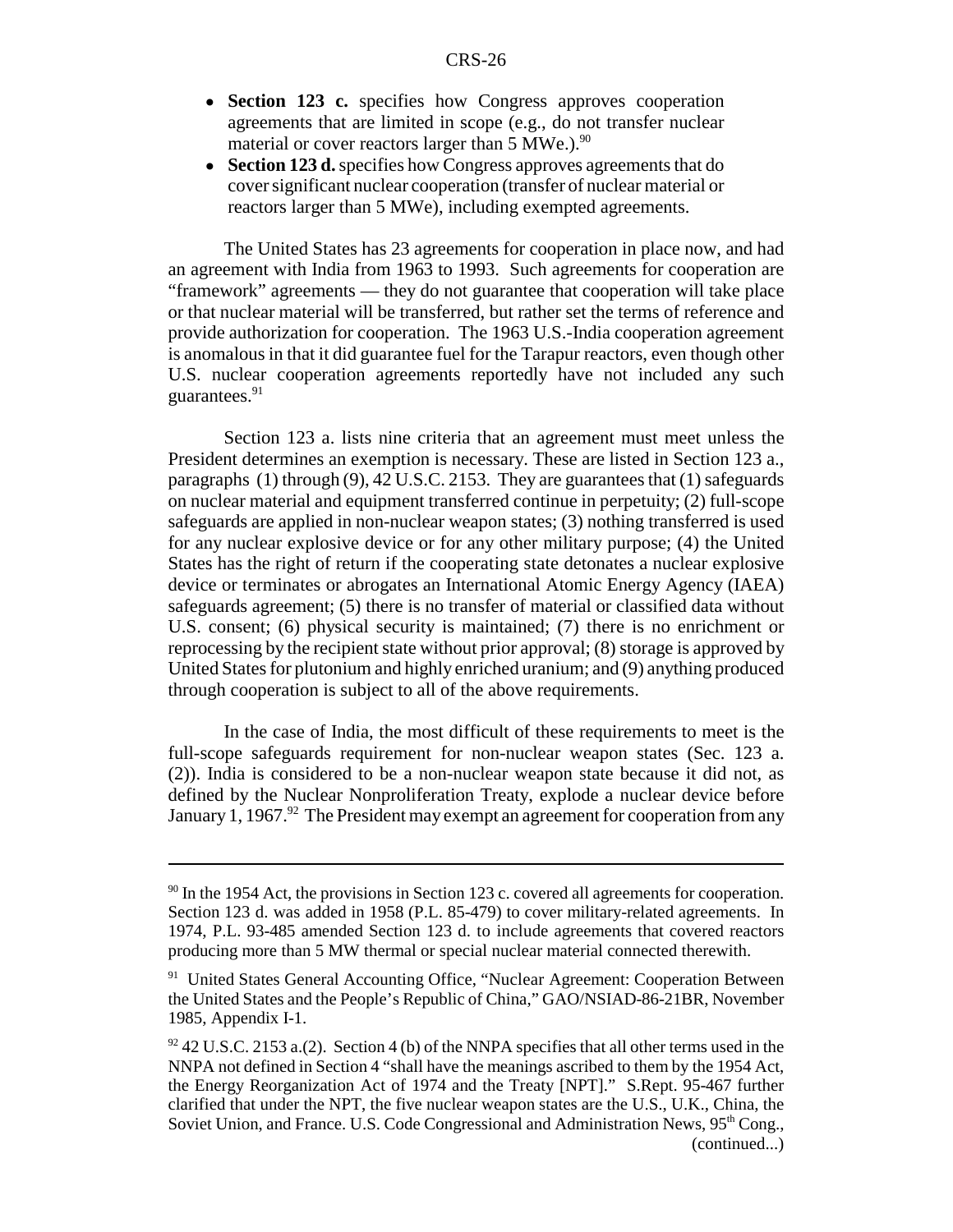- **Section 123 c.** specifies how Congress approves cooperation agreements that are limited in scope (e.g., do not transfer nuclear material or cover reactors larger than 5 MWe.).[90]
- **Section 123 d.** specifies how Congress approves agreements that do cover significant nuclear cooperation (transfer of nuclear material or reactors larger than 5 MWe), including exempted agreements.

The United States has 23 agreements for cooperation in place now, and had an agreement with India from 1963 to 1993. Such agreements for cooperation are "framework" agreements — they do not guarantee that cooperation will take place or that nuclear material will be transferred, but rather set the terms of reference and provide authorization for cooperation. The 1963 U.S.-India cooperation agreement is anomalous in that it did guarantee fuel for the Tarapur reactors, even though other U.S. nuclear cooperation agreements reportedly have not included any such guarantees.[91]

Section 123 a. lists nine criteria that an agreement must meet unless the President determines an exemption is necessary. These are listed in Section 123 a., paragraphs (1) through (9), 42 U.S.C. 2153. They are guarantees that (1) safeguards on nuclear material and equipment transferred continue in perpetuity; (2) full-scope safeguards are applied in non-nuclear weapon states; (3) nothing transferred is used for any nuclear explosive device or for any other military purpose; (4) the United States has the right of return if the cooperating state detonates a nuclear explosive device or terminates or abrogates an International Atomic Energy Agency (IAEA) safeguards agreement; (5) there is no transfer of material or classified data without U.S. consent; (6) physical security is maintained; (7) there is no enrichment or reprocessing by the recipient state without prior approval; (8) storage is approved by United States for plutonium and highly enriched uranium; and (9) anything produced through cooperation is subject to all of the above requirements.

In the case of India, the most difficult of these requirements to meet is the full-scope safeguards requirement for non-nuclear weapon states (Sec. 123 a. (2)). India is considered to be a non-nuclear weapon state because it did not, as defined by the Nuclear Nonproliferation Treaty, explode a nuclear device before January 1, 1967.[92] The President may exempt an agreement for cooperation from any

---

[90] In the 1954 Act, the provisions in Section 123 c. covered all agreements for cooperation. Section 123 d. was added in 1958 (P.L. 85-479) to cover military-related agreements. In 1974, P.L. 93-485 amended Section 123 d. to include agreements that covered reactors producing more than 5 MW thermal or special nuclear material connected therewith.

[91] United States General Accounting Office, "Nuclear Agreement: Cooperation Between the United States and the People's Republic of China," GAO/NSIAD-86-21BR, November 1985, Appendix I-1.

[92] 42 U.S.C. 2153 a.(2). Section 4 (b) of the NNPA specifies that all other terms used in the NNPA not defined in Section 4 "shall have the meanings ascribed to them by the 1954 Act, the Energy Reorganization Act of 1974 and the Treaty [NPT]." S.Rept. 95-467 further clarified that under the NPT, the five nuclear weapon states are the U.S., U.K., China, the Soviet Union, and France. U.S. Code Congressional and Administration News, 95th Cong., (continued...)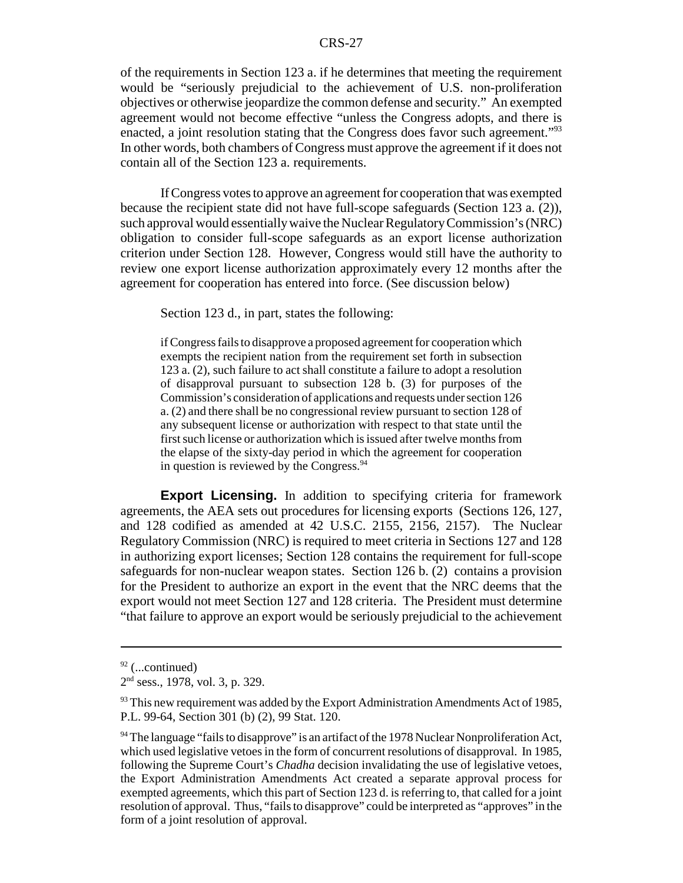of the requirements in Section 123 a. if he determines that meeting the requirement would be "seriously prejudicial to the achievement of U.S. non-proliferation objectives or otherwise jeopardize the common defense and security." An exempted agreement would not become effective "unless the Congress adopts, and there is enacted, a joint resolution stating that the Congress does favor such agreement."[93] In other words, both chambers of Congress must approve the agreement if it does not contain all of the Section 123 a. requirements.

If Congress votes to approve an agreement for cooperation that was exempted because the recipient state did not have full-scope safeguards (Section 123 a. (2)), such approval would essentially waive the Nuclear Regulatory Commission's (NRC) obligation to consider full-scope safeguards as an export license authorization criterion under Section 128. However, Congress would still have the authority to review one export license authorization approximately every 12 months after the agreement for cooperation has entered into force. (See discussion below)

Section 123 d., in part, states the following:

> if Congress fails to disapprove a proposed agreement for cooperation which exempts the recipient nation from the requirement set forth in subsection 123 a. (2), such failure to act shall constitute a failure to adopt a resolution of disapproval pursuant to subsection 128 b. (3) for purposes of the Commission's consideration of applications and requests under section 126 a. (2) and there shall be no congressional review pursuant to section 128 of any subsequent license or authorization with respect to that state until the first such license or authorization which is issued after twelve months from the elapse of the sixty-day period in which the agreement for cooperation in question is reviewed by the Congress.[94]

**Export Licensing.** In addition to specifying criteria for framework agreements, the AEA sets out procedures for licensing exports (Sections 126, 127, and 128 codified as amended at 42 U.S.C. 2155, 2156, 2157). The Nuclear Regulatory Commission (NRC) is required to meet criteria in Sections 127 and 128 in authorizing export licenses; Section 128 contains the requirement for full-scope safeguards for non-nuclear weapon states. Section 126 b. (2) contains a provision for the President to authorize an export in the event that the NRC deems that the export would not meet Section 127 and 128 criteria. The President must determine "that failure to approve an export would be seriously prejudicial to the achievement

---

[92] (...continued)
2nd sess., 1978, vol. 3, p. 329.

[93] This new requirement was added by the Export Administration Amendments Act of 1985, P.L. 99-64, Section 301 (b) (2), 99 Stat. 120.

[94] The language "fails to disapprove" is an artifact of the 1978 Nuclear Nonproliferation Act, which used legislative vetoes in the form of concurrent resolutions of disapproval. In 1985, following the Supreme Court's *Chadha* decision invalidating the use of legislative vetoes, the Export Administration Amendments Act created a separate approval process for exempted agreements, which this part of Section 123 d. is referring to, that called for a joint resolution of approval. Thus, "fails to disapprove" could be interpreted as "approves" in the form of a joint resolution of approval.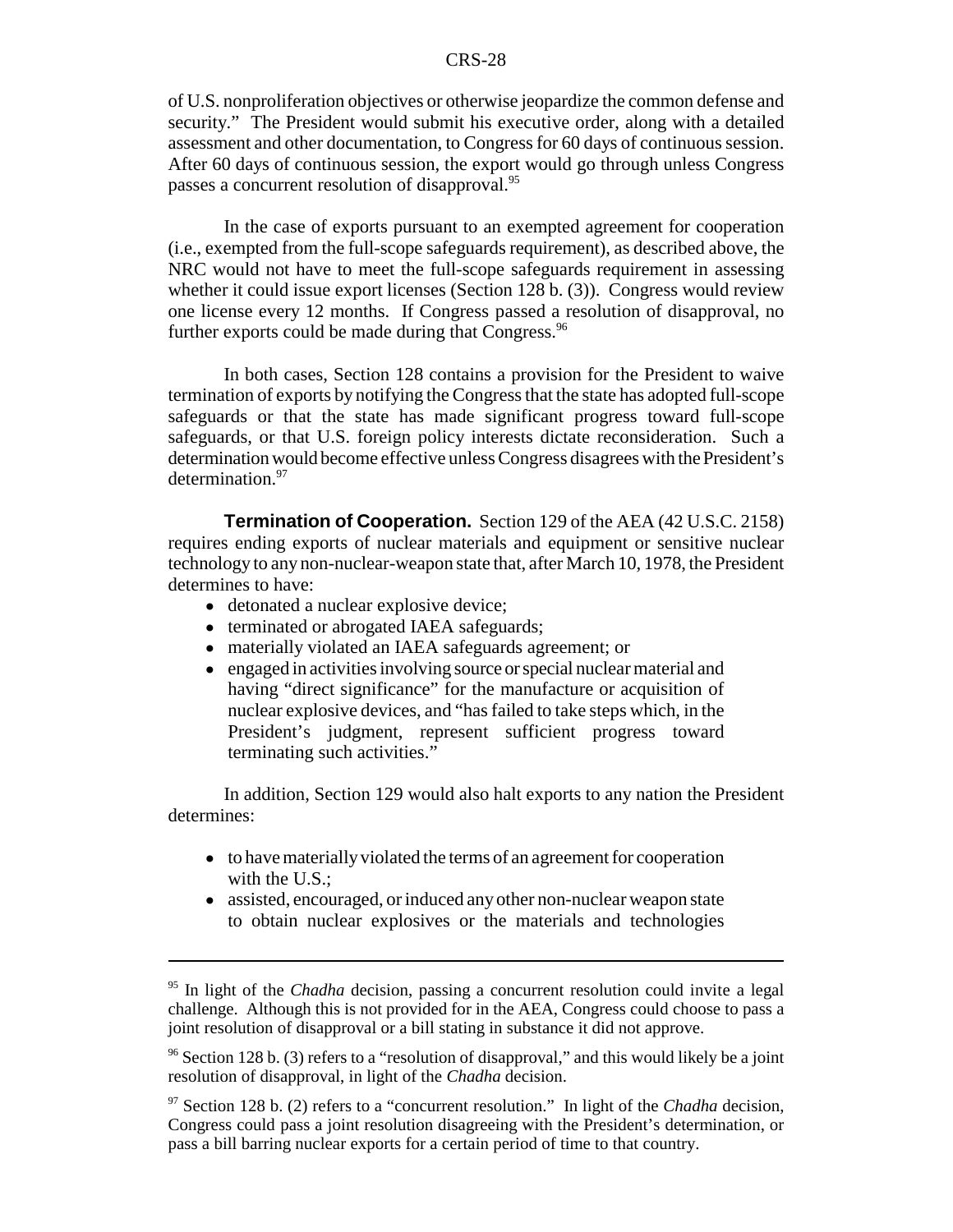of U.S. nonproliferation objectives or otherwise jeopardize the common defense and security." The President would submit his executive order, along with a detailed assessment and other documentation, to Congress for 60 days of continuous session. After 60 days of continuous session, the export would go through unless Congress passes a concurrent resolution of disapproval.[95]

In the case of exports pursuant to an exempted agreement for cooperation (i.e., exempted from the full-scope safeguards requirement), as described above, the NRC would not have to meet the full-scope safeguards requirement in assessing whether it could issue export licenses (Section 128 b. (3)). Congress would review one license every 12 months. If Congress passed a resolution of disapproval, no further exports could be made during that Congress.[96]

In both cases, Section 128 contains a provision for the President to waive termination of exports by notifying the Congress that the state has adopted full-scope safeguards or that the state has made significant progress toward full-scope safeguards, or that U.S. foreign policy interests dictate reconsideration. Such a determination would become effective unless Congress disagrees with the President's determination.[97]

**Termination of Cooperation.** Section 129 of the AEA (42 U.S.C. 2158) requires ending exports of nuclear materials and equipment or sensitive nuclear technology to any non-nuclear-weapon state that, after March 10, 1978, the President determines to have:

- detonated a nuclear explosive device;
- terminated or abrogated IAEA safeguards;
- materially violated an IAEA safeguards agreement; or
- engaged in activities involving source or special nuclear material and having "direct significance" for the manufacture or acquisition of nuclear explosive devices, and "has failed to take steps which, in the President's judgment, represent sufficient progress toward terminating such activities."

In addition, Section 129 would also halt exports to any nation the President determines:

- to have materially violated the terms of an agreement for cooperation with the U.S.;
- assisted, encouraged, or induced any other non-nuclear weapon state to obtain nuclear explosives or the materials and technologies

---

[95] In light of the *Chadha* decision, passing a concurrent resolution could invite a legal challenge. Although this is not provided for in the AEA, Congress could choose to pass a joint resolution of disapproval or a bill stating in substance it did not approve.

[96] Section 128 b. (3) refers to a "resolution of disapproval," and this would likely be a joint resolution of disapproval, in light of the *Chadha* decision.

[97] Section 128 b. (2) refers to a "concurrent resolution." In light of the *Chadha* decision, Congress could pass a joint resolution disagreeing with the President's determination, or pass a bill barring nuclear exports for a certain period of time to that country.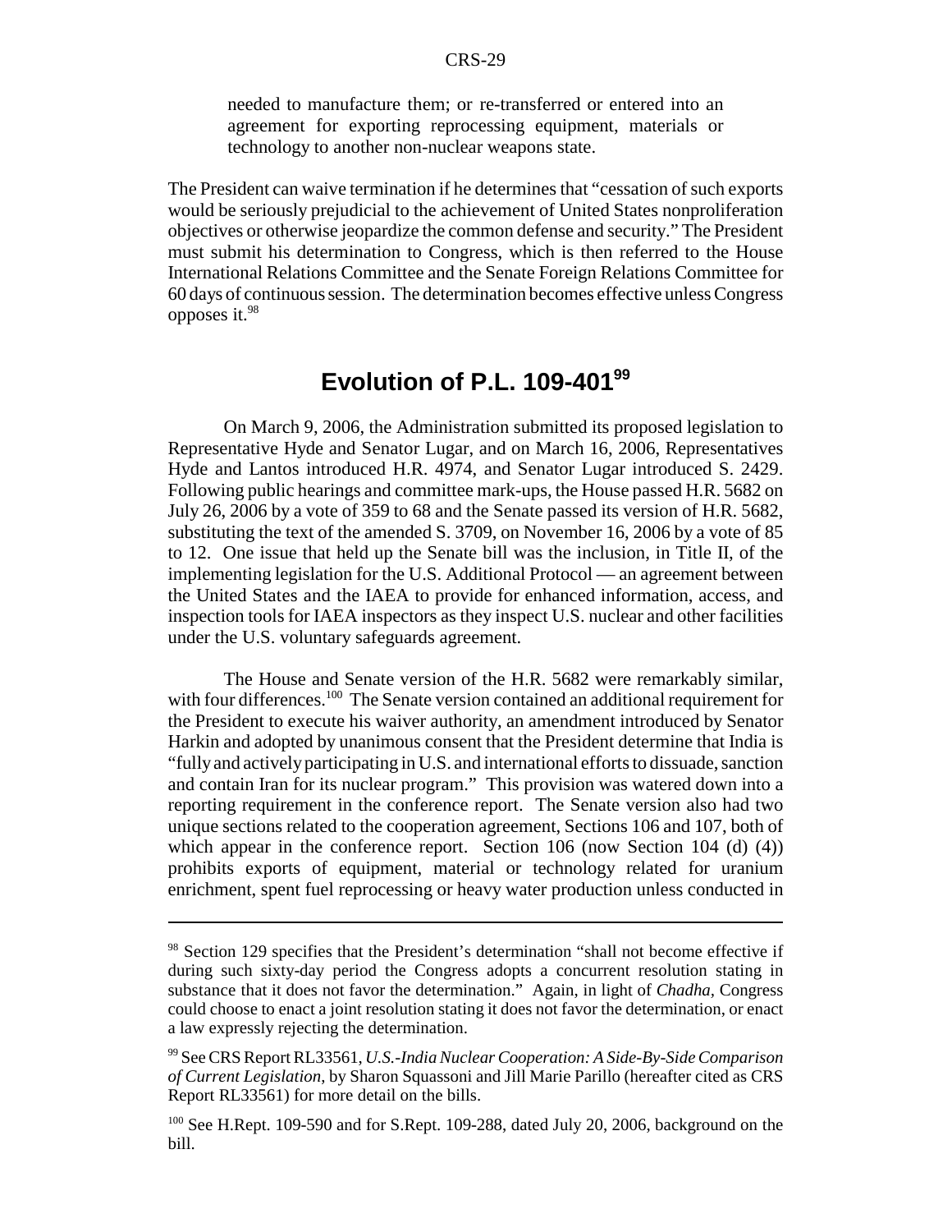needed to manufacture them; or re-transferred or entered into an agreement for exporting reprocessing equipment, materials or technology to another non-nuclear weapons state.

The President can waive termination if he determines that "cessation of such exports would be seriously prejudicial to the achievement of United States nonproliferation objectives or otherwise jeopardize the common defense and security." The President must submit his determination to Congress, which is then referred to the House International Relations Committee and the Senate Foreign Relations Committee for 60 days of continuous session. The determination becomes effective unless Congress opposes it.[98]

## Evolution of P.L. 109-401[99]

On March 9, 2006, the Administration submitted its proposed legislation to Representative Hyde and Senator Lugar, and on March 16, 2006, Representatives Hyde and Lantos introduced H.R. 4974, and Senator Lugar introduced S. 2429. Following public hearings and committee mark-ups, the House passed H.R. 5682 on July 26, 2006 by a vote of 359 to 68 and the Senate passed its version of H.R. 5682, substituting the text of the amended S. 3709, on November 16, 2006 by a vote of 85 to 12. One issue that held up the Senate bill was the inclusion, in Title II, of the implementing legislation for the U.S. Additional Protocol — an agreement between the United States and the IAEA to provide for enhanced information, access, and inspection tools for IAEA inspectors as they inspect U.S. nuclear and other facilities under the U.S. voluntary safeguards agreement.

The House and Senate version of the H.R. 5682 were remarkably similar, with four differences.[100] The Senate version contained an additional requirement for the President to execute his waiver authority, an amendment introduced by Senator Harkin and adopted by unanimous consent that the President determine that India is "fully and actively participating in U.S. and international efforts to dissuade, sanction and contain Iran for its nuclear program." This provision was watered down into a reporting requirement in the conference report. The Senate version also had two unique sections related to the cooperation agreement, Sections 106 and 107, both of which appear in the conference report. Section 106 (now Section 104 (d) (4)) prohibits exports of equipment, material or technology related for uranium enrichment, spent fuel reprocessing or heavy water production unless conducted in

---

[98] Section 129 specifies that the President's determination "shall not become effective if during such sixty-day period the Congress adopts a concurrent resolution stating in substance that it does not favor the determination." Again, in light of *Chadha*, Congress could choose to enact a joint resolution stating it does not favor the determination, or enact a law expressly rejecting the determination.

[99] See CRS Report RL33561, *U.S.-India Nuclear Cooperation: A Side-By-Side Comparison of Current Legislation*, by Sharon Squassoni and Jill Marie Parillo (hereafter cited as CRS Report RL33561) for more detail on the bills.

[100] See H.Rept. 109-590 and for S.Rept. 109-288, dated July 20, 2006, background on the bill.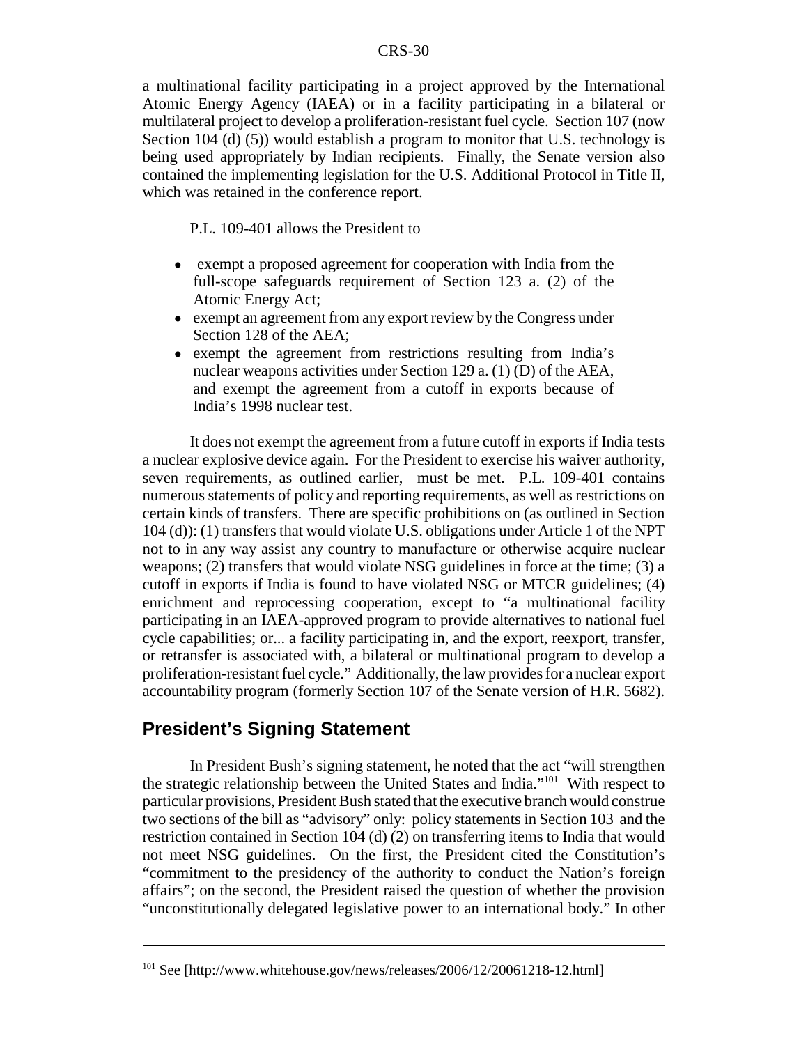a multinational facility participating in a project approved by the International Atomic Energy Agency (IAEA) or in a facility participating in a bilateral or multilateral project to develop a proliferation-resistant fuel cycle. Section 107 (now Section 104 (d) (5)) would establish a program to monitor that U.S. technology is being used appropriately by Indian recipients. Finally, the Senate version also contained the implementing legislation for the U.S. Additional Protocol in Title II, which was retained in the conference report.

P.L. 109-401 allows the President to

- exempt a proposed agreement for cooperation with India from the full-scope safeguards requirement of Section 123 a. (2) of the Atomic Energy Act;
- exempt an agreement from any export review by the Congress under Section 128 of the AEA;
- exempt the agreement from restrictions resulting from India's nuclear weapons activities under Section 129 a. (1) (D) of the AEA, and exempt the agreement from a cutoff in exports because of India's 1998 nuclear test.

It does not exempt the agreement from a future cutoff in exports if India tests a nuclear explosive device again. For the President to exercise his waiver authority, seven requirements, as outlined earlier, must be met. P.L. 109-401 contains numerous statements of policy and reporting requirements, as well as restrictions on certain kinds of transfers. There are specific prohibitions on (as outlined in Section 104 (d)): (1) transfers that would violate U.S. obligations under Article 1 of the NPT not to in any way assist any country to manufacture or otherwise acquire nuclear weapons; (2) transfers that would violate NSG guidelines in force at the time; (3) a cutoff in exports if India is found to have violated NSG or MTCR guidelines; (4) enrichment and reprocessing cooperation, except to "a multinational facility participating in an IAEA-approved program to provide alternatives to national fuel cycle capabilities; or... a facility participating in, and the export, reexport, transfer, or retransfer is associated with, a bilateral or multinational program to develop a proliferation-resistant fuel cycle." Additionally, the law provides for a nuclear export accountability program (formerly Section 107 of the Senate version of H.R. 5682).

## President's Signing Statement

In President Bush's signing statement, he noted that the act "will strengthen the strategic relationship between the United States and India."[101] With respect to particular provisions, President Bush stated that the executive branch would construe two sections of the bill as "advisory" only: policy statements in Section 103 and the restriction contained in Section 104 (d) (2) on transferring items to India that would not meet NSG guidelines. On the first, the President cited the Constitution's "commitment to the presidency of the authority to conduct the Nation's foreign affairs"; on the second, the President raised the question of whether the provision "unconstitutionally delegated legislative power to an international body." In other

[101] See [http://www.whitehouse.gov/news/releases/2006/12/20061218-12.html]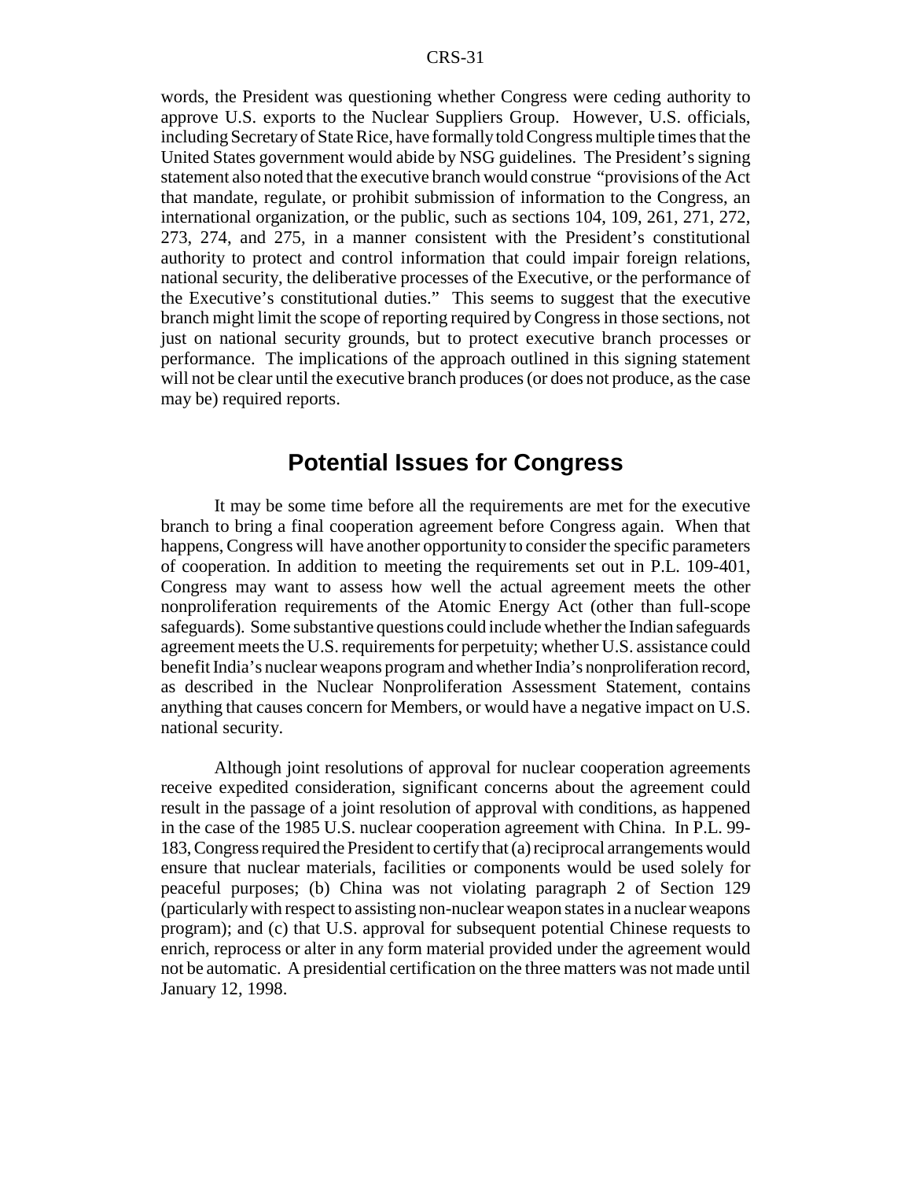words, the President was questioning whether Congress were ceding authority to approve U.S. exports to the Nuclear Suppliers Group. However, U.S. officials, including Secretary of State Rice, have formally told Congress multiple times that the United States government would abide by NSG guidelines. The President's signing statement also noted that the executive branch would construe "provisions of the Act that mandate, regulate, or prohibit submission of information to the Congress, an international organization, or the public, such as sections 104, 109, 261, 271, 272, 273, 274, and 275, in a manner consistent with the President's constitutional authority to protect and control information that could impair foreign relations, national security, the deliberative processes of the Executive, or the performance of the Executive's constitutional duties." This seems to suggest that the executive branch might limit the scope of reporting required by Congress in those sections, not just on national security grounds, but to protect executive branch processes or performance. The implications of the approach outlined in this signing statement will not be clear until the executive branch produces (or does not produce, as the case may be) required reports.

## Potential Issues for Congress

It may be some time before all the requirements are met for the executive branch to bring a final cooperation agreement before Congress again. When that happens, Congress will have another opportunity to consider the specific parameters of cooperation. In addition to meeting the requirements set out in P.L. 109-401, Congress may want to assess how well the actual agreement meets the other nonproliferation requirements of the Atomic Energy Act (other than full-scope safeguards). Some substantive questions could include whether the Indian safeguards agreement meets the U.S. requirements for perpetuity; whether U.S. assistance could benefit India's nuclear weapons program and whether India's nonproliferation record, as described in the Nuclear Nonproliferation Assessment Statement, contains anything that causes concern for Members, or would have a negative impact on U.S. national security.

Although joint resolutions of approval for nuclear cooperation agreements receive expedited consideration, significant concerns about the agreement could result in the passage of a joint resolution of approval with conditions, as happened in the case of the 1985 U.S. nuclear cooperation agreement with China. In P.L. 99-183, Congress required the President to certify that (a) reciprocal arrangements would ensure that nuclear materials, facilities or components would be used solely for peaceful purposes; (b) China was not violating paragraph 2 of Section 129 (particularly with respect to assisting non-nuclear weapon states in a nuclear weapons program); and (c) that U.S. approval for subsequent potential Chinese requests to enrich, reprocess or alter in any form material provided under the agreement would not be automatic. A presidential certification on the three matters was not made until January 12, 1998.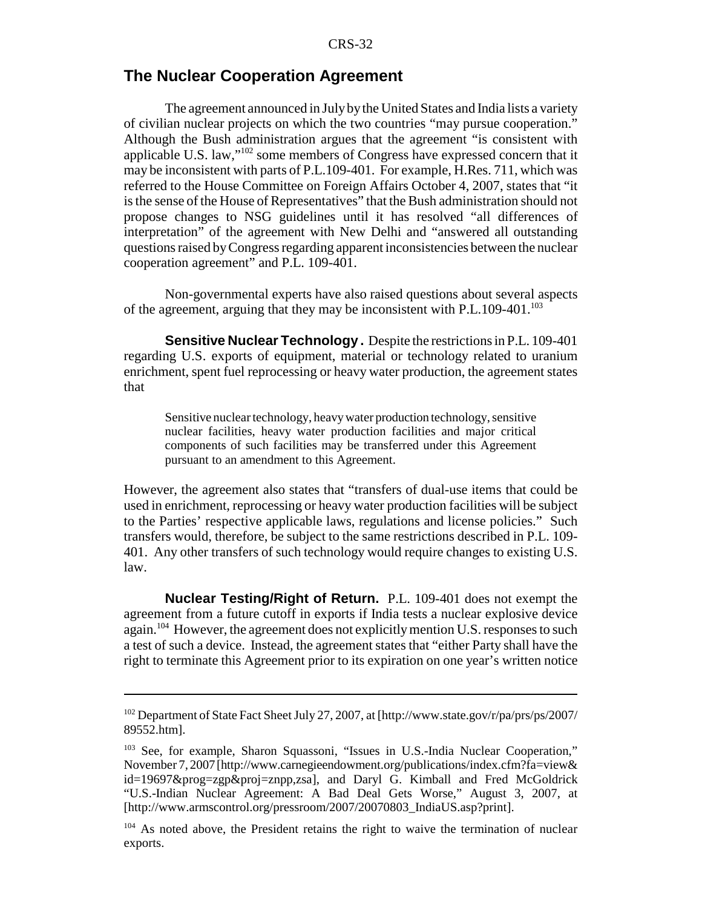## The Nuclear Cooperation Agreement

The agreement announced in July by the United States and India lists a variety of civilian nuclear projects on which the two countries "may pursue cooperation." Although the Bush administration argues that the agreement "is consistent with applicable U.S. law,"[102] some members of Congress have expressed concern that it may be inconsistent with parts of P.L.109-401. For example, H.Res. 711, which was referred to the House Committee on Foreign Affairs October 4, 2007, states that "it is the sense of the House of Representatives" that the Bush administration should not propose changes to NSG guidelines until it has resolved "all differences of interpretation" of the agreement with New Delhi and "answered all outstanding questions raised by Congress regarding apparent inconsistencies between the nuclear cooperation agreement" and P.L. 109-401.

Non-governmental experts have also raised questions about several aspects of the agreement, arguing that they may be inconsistent with P.L.109-401.[103]

**Sensitive Nuclear Technology.** Despite the restrictions in P.L. 109-401 regarding U.S. exports of equipment, material or technology related to uranium enrichment, spent fuel reprocessing or heavy water production, the agreement states that

> Sensitive nuclear technology, heavy water production technology, sensitive nuclear facilities, heavy water production facilities and major critical components of such facilities may be transferred under this Agreement pursuant to an amendment to this Agreement.

However, the agreement also states that "transfers of dual-use items that could be used in enrichment, reprocessing or heavy water production facilities will be subject to the Parties' respective applicable laws, regulations and license policies." Such transfers would, therefore, be subject to the same restrictions described in P.L. 109-401. Any other transfers of such technology would require changes to existing U.S. law.

**Nuclear Testing/Right of Return.** P.L. 109-401 does not exempt the agreement from a future cutoff in exports if India tests a nuclear explosive device again.[104] However, the agreement does not explicitly mention U.S. responses to such a test of such a device. Instead, the agreement states that "either Party shall have the right to terminate this Agreement prior to its expiration on one year's written notice

---

[102] Department of State Fact Sheet July 27, 2007, at [http://www.state.gov/r/pa/prs/ps/2007/89552.htm].

[103] See, for example, Sharon Squassoni, "Issues in U.S.-India Nuclear Cooperation," November 7, 2007 [http://www.carnegieendowment.org/publications/index.cfm?fa=view&id=19697&prog=zgp&proj=znpp,zsa], and Daryl G. Kimball and Fred McGoldrick "U.S.-Indian Nuclear Agreement: A Bad Deal Gets Worse," August 3, 2007, at [http://www.armscontrol.org/pressroom/2007/20070803_IndiaUS.asp?print].

[104] As noted above, the President retains the right to waive the termination of nuclear exports.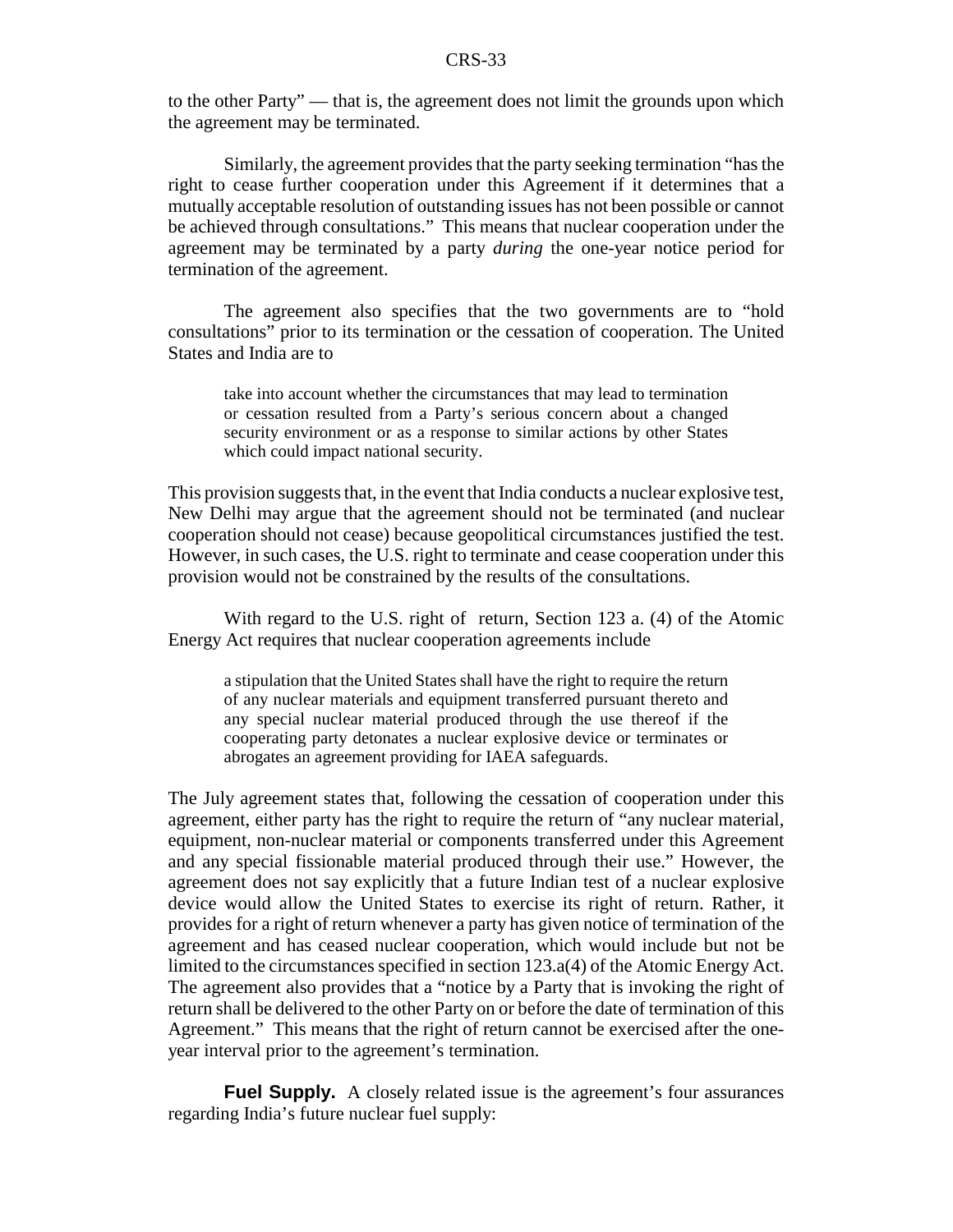to the other Party" — that is, the agreement does not limit the grounds upon which the agreement may be terminated.

Similarly, the agreement provides that the party seeking termination "has the right to cease further cooperation under this Agreement if it determines that a mutually acceptable resolution of outstanding issues has not been possible or cannot be achieved through consultations." This means that nuclear cooperation under the agreement may be terminated by a party *during* the one-year notice period for termination of the agreement.

The agreement also specifies that the two governments are to "hold consultations" prior to its termination or the cessation of cooperation. The United States and India are to

> take into account whether the circumstances that may lead to termination or cessation resulted from a Party's serious concern about a changed security environment or as a response to similar actions by other States which could impact national security.

This provision suggests that, in the event that India conducts a nuclear explosive test, New Delhi may argue that the agreement should not be terminated (and nuclear cooperation should not cease) because geopolitical circumstances justified the test. However, in such cases, the U.S. right to terminate and cease cooperation under this provision would not be constrained by the results of the consultations.

With regard to the U.S. right of return, Section 123 a. (4) of the Atomic Energy Act requires that nuclear cooperation agreements include

> a stipulation that the United States shall have the right to require the return of any nuclear materials and equipment transferred pursuant thereto and any special nuclear material produced through the use thereof if the cooperating party detonates a nuclear explosive device or terminates or abrogates an agreement providing for IAEA safeguards.

The July agreement states that, following the cessation of cooperation under this agreement, either party has the right to require the return of "any nuclear material, equipment, non-nuclear material or components transferred under this Agreement and any special fissionable material produced through their use." However, the agreement does not say explicitly that a future Indian test of a nuclear explosive device would allow the United States to exercise its right of return. Rather, it provides for a right of return whenever a party has given notice of termination of the agreement and has ceased nuclear cooperation, which would include but not be limited to the circumstances specified in section 123.a(4) of the Atomic Energy Act. The agreement also provides that a "notice by a Party that is invoking the right of return shall be delivered to the other Party on or before the date of termination of this Agreement." This means that the right of return cannot be exercised after the one-year interval prior to the agreement's termination.

**Fuel Supply.** A closely related issue is the agreement's four assurances regarding India's future nuclear fuel supply: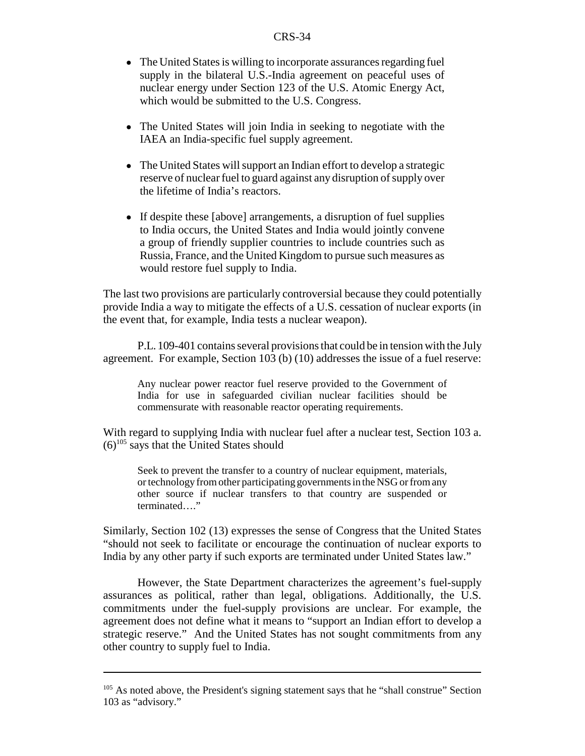- The United States is willing to incorporate assurances regarding fuel supply in the bilateral U.S.-India agreement on peaceful uses of nuclear energy under Section 123 of the U.S. Atomic Energy Act, which would be submitted to the U.S. Congress.

- The United States will join India in seeking to negotiate with the IAEA an India-specific fuel supply agreement.

- The United States will support an Indian effort to develop a strategic reserve of nuclear fuel to guard against any disruption of supply over the lifetime of India's reactors.

- If despite these [above] arrangements, a disruption of fuel supplies to India occurs, the United States and India would jointly convene a group of friendly supplier countries to include countries such as Russia, France, and the United Kingdom to pursue such measures as would restore fuel supply to India.

The last two provisions are particularly controversial because they could potentially provide India a way to mitigate the effects of a U.S. cessation of nuclear exports (in the event that, for example, India tests a nuclear weapon).

P.L. 109-401 contains several provisions that could be in tension with the July agreement. For example, Section 103 (b) (10) addresses the issue of a fuel reserve:

> Any nuclear power reactor fuel reserve provided to the Government of India for use in safeguarded civilian nuclear facilities should be commensurate with reasonable reactor operating requirements.

With regard to supplying India with nuclear fuel after a nuclear test, Section 103 a. (6)[105] says that the United States should

> Seek to prevent the transfer to a country of nuclear equipment, materials, or technology from other participating governments in the NSG or from any other source if nuclear transfers to that country are suspended or terminated…."

Similarly, Section 102 (13) expresses the sense of Congress that the United States "should not seek to facilitate or encourage the continuation of nuclear exports to India by any other party if such exports are terminated under United States law."

However, the State Department characterizes the agreement's fuel-supply assurances as political, rather than legal, obligations. Additionally, the U.S. commitments under the fuel-supply provisions are unclear. For example, the agreement does not define what it means to "support an Indian effort to develop a strategic reserve." And the United States has not sought commitments from any other country to supply fuel to India.

---

[105] As noted above, the President's signing statement says that he "shall construe" Section 103 as "advisory."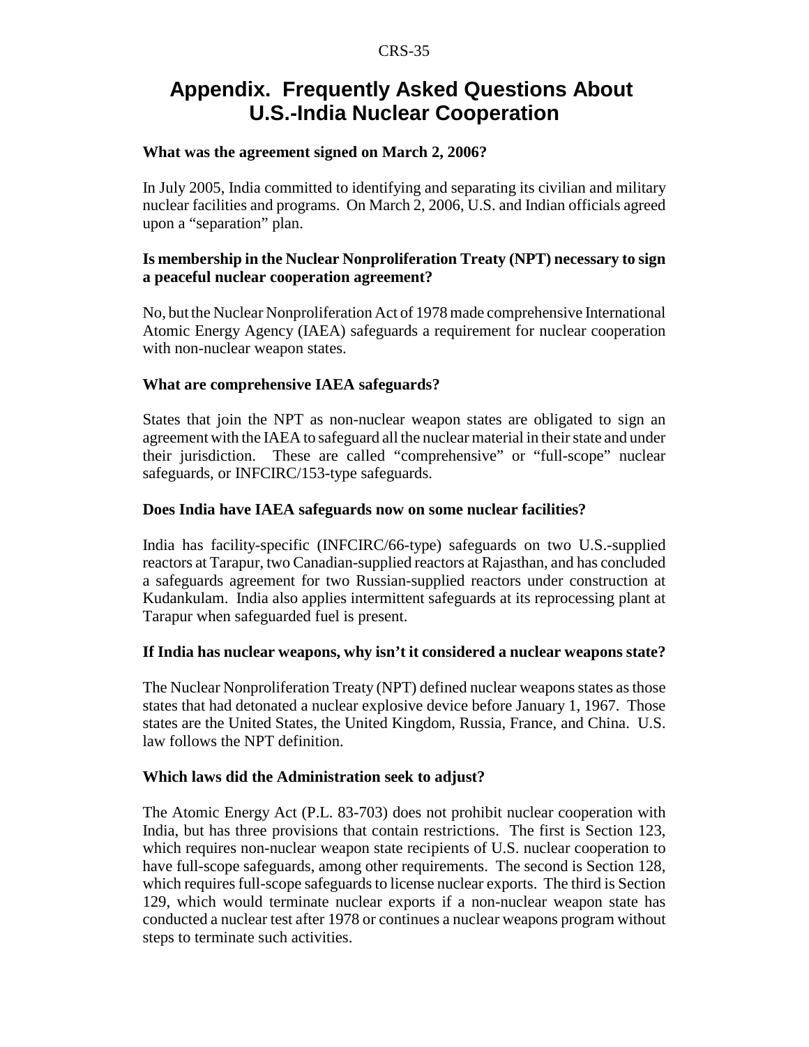# Appendix. Frequently Asked Questions About U.S.-India Nuclear Cooperation

**What was the agreement signed on March 2, 2006?**

In July 2005, India committed to identifying and separating its civilian and military nuclear facilities and programs. On March 2, 2006, U.S. and Indian officials agreed upon a "separation" plan.

**Is membership in the Nuclear Nonproliferation Treaty (NPT) necessary to sign a peaceful nuclear cooperation agreement?**

No, but the Nuclear Nonproliferation Act of 1978 made comprehensive International Atomic Energy Agency (IAEA) safeguards a requirement for nuclear cooperation with non-nuclear weapon states.

**What are comprehensive IAEA safeguards?**

States that join the NPT as non-nuclear weapon states are obligated to sign an agreement with the IAEA to safeguard all the nuclear material in their state and under their jurisdiction. These are called "comprehensive" or "full-scope" nuclear safeguards, or INFCIRC/153-type safeguards.

**Does India have IAEA safeguards now on some nuclear facilities?**

India has facility-specific (INFCIRC/66-type) safeguards on two U.S.-supplied reactors at Tarapur, two Canadian-supplied reactors at Rajasthan, and has concluded a safeguards agreement for two Russian-supplied reactors under construction at Kudankulam. India also applies intermittent safeguards at its reprocessing plant at Tarapur when safeguarded fuel is present.

**If India has nuclear weapons, why isn't it considered a nuclear weapons state?**

The Nuclear Nonproliferation Treaty (NPT) defined nuclear weapons states as those states that had detonated a nuclear explosive device before January 1, 1967. Those states are the United States, the United Kingdom, Russia, France, and China. U.S. law follows the NPT definition.

**Which laws did the Administration seek to adjust?**

The Atomic Energy Act (P.L. 83-703) does not prohibit nuclear cooperation with India, but has three provisions that contain restrictions. The first is Section 123, which requires non-nuclear weapon state recipients of U.S. nuclear cooperation to have full-scope safeguards, among other requirements. The second is Section 128, which requires full-scope safeguards to license nuclear exports. The third is Section 129, which would terminate nuclear exports if a non-nuclear weapon state has conducted a nuclear test after 1978 or continues a nuclear weapons program without steps to terminate such activities.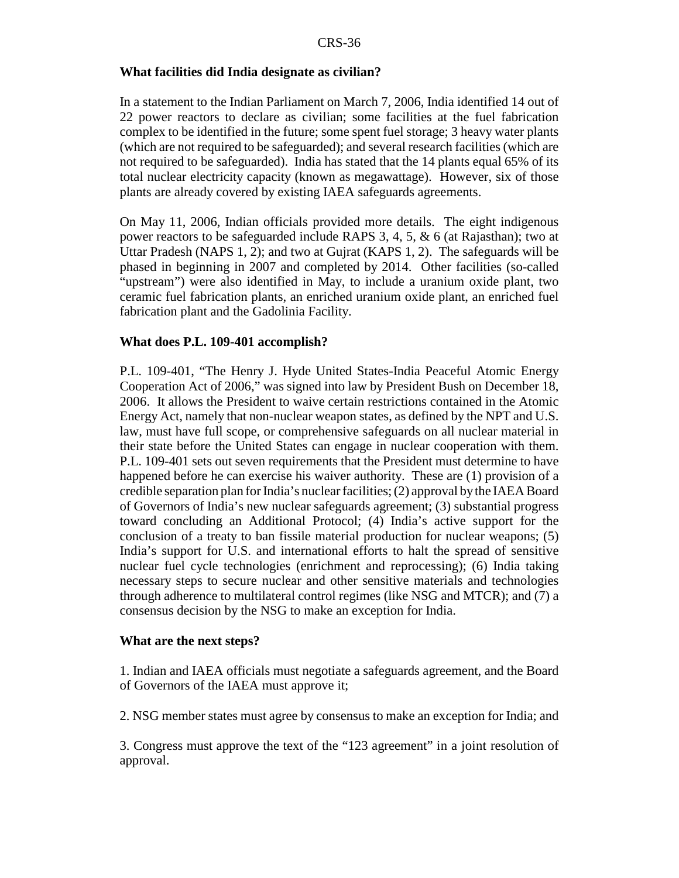**What facilities did India designate as civilian?**

In a statement to the Indian Parliament on March 7, 2006, India identified 14 out of 22 power reactors to declare as civilian; some facilities at the fuel fabrication complex to be identified in the future; some spent fuel storage; 3 heavy water plants (which are not required to be safeguarded); and several research facilities (which are not required to be safeguarded). India has stated that the 14 plants equal 65% of its total nuclear electricity capacity (known as megawattage). However, six of those plants are already covered by existing IAEA safeguards agreements.

On May 11, 2006, Indian officials provided more details. The eight indigenous power reactors to be safeguarded include RAPS 3, 4, 5, & 6 (at Rajasthan); two at Uttar Pradesh (NAPS 1, 2); and two at Gujrat (KAPS 1, 2). The safeguards will be phased in beginning in 2007 and completed by 2014. Other facilities (so-called "upstream") were also identified in May, to include a uranium oxide plant, two ceramic fuel fabrication plants, an enriched uranium oxide plant, an enriched fuel fabrication plant and the Gadolinia Facility.

**What does P.L. 109-401 accomplish?**

P.L. 109-401, "The Henry J. Hyde United States-India Peaceful Atomic Energy Cooperation Act of 2006," was signed into law by President Bush on December 18, 2006. It allows the President to waive certain restrictions contained in the Atomic Energy Act, namely that non-nuclear weapon states, as defined by the NPT and U.S. law, must have full scope, or comprehensive safeguards on all nuclear material in their state before the United States can engage in nuclear cooperation with them. P.L. 109-401 sets out seven requirements that the President must determine to have happened before he can exercise his waiver authority. These are (1) provision of a credible separation plan for India's nuclear facilities; (2) approval by the IAEA Board of Governors of India's new nuclear safeguards agreement; (3) substantial progress toward concluding an Additional Protocol; (4) India's active support for the conclusion of a treaty to ban fissile material production for nuclear weapons; (5) India's support for U.S. and international efforts to halt the spread of sensitive nuclear fuel cycle technologies (enrichment and reprocessing); (6) India taking necessary steps to secure nuclear and other sensitive materials and technologies through adherence to multilateral control regimes (like NSG and MTCR); and (7) a consensus decision by the NSG to make an exception for India.

**What are the next steps?**

1. Indian and IAEA officials must negotiate a safeguards agreement, and the Board of Governors of the IAEA must approve it;

2. NSG member states must agree by consensus to make an exception for India; and

3. Congress must approve the text of the "123 agreement" in a joint resolution of approval.